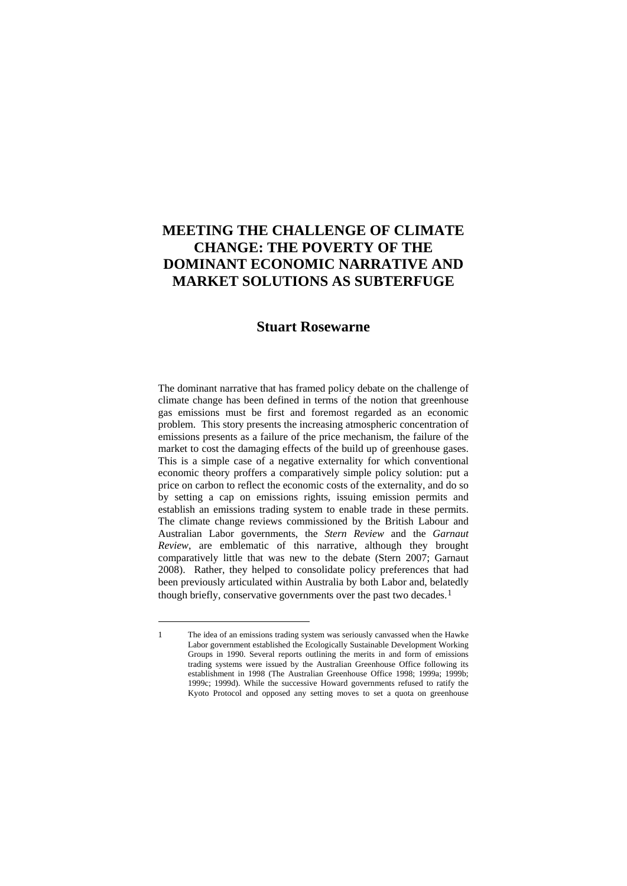# MEETING THE CHALLENGE OF CLIMATE CHANGE: THE POVERTY OF THE DOMINANT ECONOMIC NARRATIVE AND MARKET SOLUTIONS AS SUBTERFUGE

## Stuart Rosewarne

The dominant narrative that has framed policy debate on the challenge of climate change has been defined in terms of the notion that greenhouse gas emissions must be first and foremost regarded as an economic problem. This story presents the increasing atmospheric concentration of emissions presents as a failure of the price mechanism, the failure of the market to cost the damaging effects of the build up of greenhouse gases. This is a simple case of a negative externality for which conventional economic theory proffers a comparatively simple policy solution: put a price on carbon to reflect the economic costs of the externality, and do so by setting a cap on emissions rights, issuing emission permits and establish an emissions trading system to enable trade in these permits. The climate change reviews commissioned by the British Labour and Australian Labor governments, the *Stern Review* and the *Garnaut Review*, are emblematic of this narrative, although they brought comparatively little that was new to the debate (Stern 2007; Garnaut 2008). Rather, they helped to consolidate policy preferences that had been previously articulated within Australia by both Labor and, belatedly though briefly, conservative governments over the past two decades.[1]

---

1 The idea of an emissions trading system was seriously canvassed when the Hawke Labor government established the Ecologically Sustainable Development Working Groups in 1990. Several reports outlining the merits in and form of emissions trading systems were issued by the Australian Greenhouse Office following its establishment in 1998 (The Australian Greenhouse Office 1998; 1999a; 1999b; 1999c; 1999d). While the successive Howard governments refused to ratify the Kyoto Protocol and opposed any setting moves to set a quota on greenhouse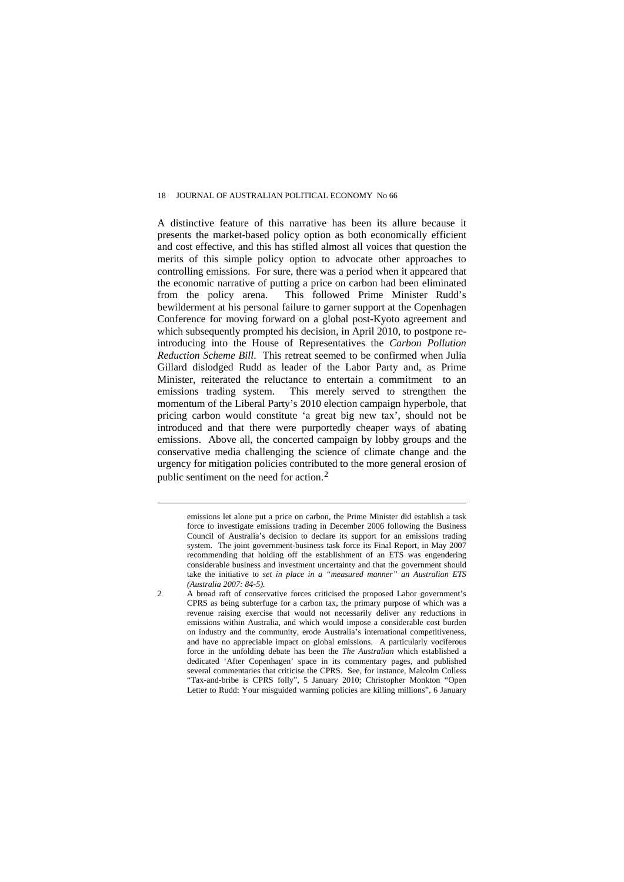A distinctive feature of this narrative has been its allure because it presents the market-based policy option as both economically efficient and cost effective, and this has stifled almost all voices that question the merits of this simple policy option to advocate other approaches to controlling emissions. For sure, there was a period when it appeared that the economic narrative of putting a price on carbon had been eliminated from the policy arena. This followed Prime Minister Rudd's bewilderment at his personal failure to garner support at the Copenhagen Conference for moving forward on a global post-Kyoto agreement and which subsequently prompted his decision, in April 2010, to postpone re-introducing into the House of Representatives the *Carbon Pollution Reduction Scheme Bill*. This retreat seemed to be confirmed when Julia Gillard dislodged Rudd as leader of the Labor Party and, as Prime Minister, reiterated the reluctance to entertain a commitment to an emissions trading system. This merely served to strengthen the momentum of the Liberal Party's 2010 election campaign hyperbole, that pricing carbon would constitute 'a great big new tax', should not be introduced and that there were purportedly cheaper ways of abating emissions. Above all, the concerted campaign by lobby groups and the conservative media challenging the science of climate change and the urgency for mitigation policies contributed to the more general erosion of public sentiment on the need for action.[2]

---

emissions let alone put a price on carbon, the Prime Minister did establish a task force to investigate emissions trading in December 2006 following the Business Council of Australia's decision to declare its support for an emissions trading system. The joint government-business task force its Final Report, in May 2007 recommending that holding off the establishment of an ETS was engendering considerable business and investment uncertainty and that the government should take the initiative to *set in place in a "measured manner" an Australian ETS (Australia 2007: 84-5).*

2 A broad raft of conservative forces criticised the proposed Labor government's CPRS as being subterfuge for a carbon tax, the primary purpose of which was a revenue raising exercise that would not necessarily deliver any reductions in emissions within Australia, and which would impose a considerable cost burden on industry and the community, erode Australia's international competitiveness, and have no appreciable impact on global emissions. A particularly vociferous force in the unfolding debate has been the *The Australian* which established a dedicated 'After Copenhagen' space in its commentary pages, and published several commentaries that criticise the CPRS. See, for instance, Malcolm Colless "Tax-and-bribe is CPRS folly", 5 January 2010; Christopher Monkton "Open Letter to Rudd: Your misguided warming policies are killing millions", 6 January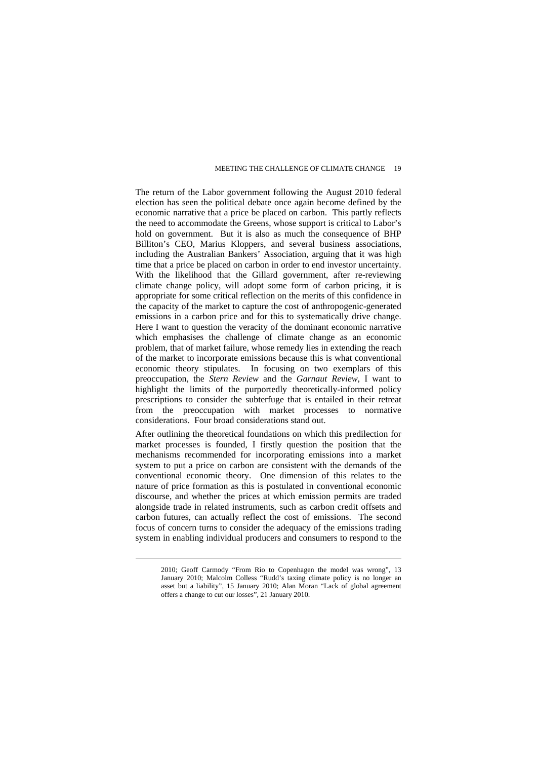The return of the Labor government following the August 2010 federal election has seen the political debate once again become defined by the economic narrative that a price be placed on carbon. This partly reflects the need to accommodate the Greens, whose support is critical to Labor's hold on government. But it is also as much the consequence of BHP Billiton's CEO, Marius Kloppers, and several business associations, including the Australian Bankers' Association, arguing that it was high time that a price be placed on carbon in order to end investor uncertainty. With the likelihood that the Gillard government, after re-reviewing climate change policy, will adopt some form of carbon pricing, it is appropriate for some critical reflection on the merits of this confidence in the capacity of the market to capture the cost of anthropogenic-generated emissions in a carbon price and for this to systematically drive change. Here I want to question the veracity of the dominant economic narrative which emphasises the challenge of climate change as an economic problem, that of market failure, whose remedy lies in extending the reach of the market to incorporate emissions because this is what conventional economic theory stipulates. In focusing on two exemplars of this preoccupation, the *Stern Review* and the *Garnaut Review*, I want to highlight the limits of the purportedly theoretically-informed policy prescriptions to consider the subterfuge that is entailed in their retreat from the preoccupation with market processes to normative considerations. Four broad considerations stand out.

After outlining the theoretical foundations on which this predilection for market processes is founded, I firstly question the position that the mechanisms recommended for incorporating emissions into a market system to put a price on carbon are consistent with the demands of the conventional economic theory. One dimension of this relates to the nature of price formation as this is postulated in conventional economic discourse, and whether the prices at which emission permits are traded alongside trade in related instruments, such as carbon credit offsets and carbon futures, can actually reflect the cost of emissions. The second focus of concern turns to consider the adequacy of the emissions trading system in enabling individual producers and consumers to respond to the

2010; Geoff Carmody "From Rio to Copenhagen the model was wrong", 13 January 2010; Malcolm Colless "Rudd's taxing climate policy is no longer an asset but a liability", 15 January 2010; Alan Moran "Lack of global agreement offers a change to cut our losses", 21 January 2010.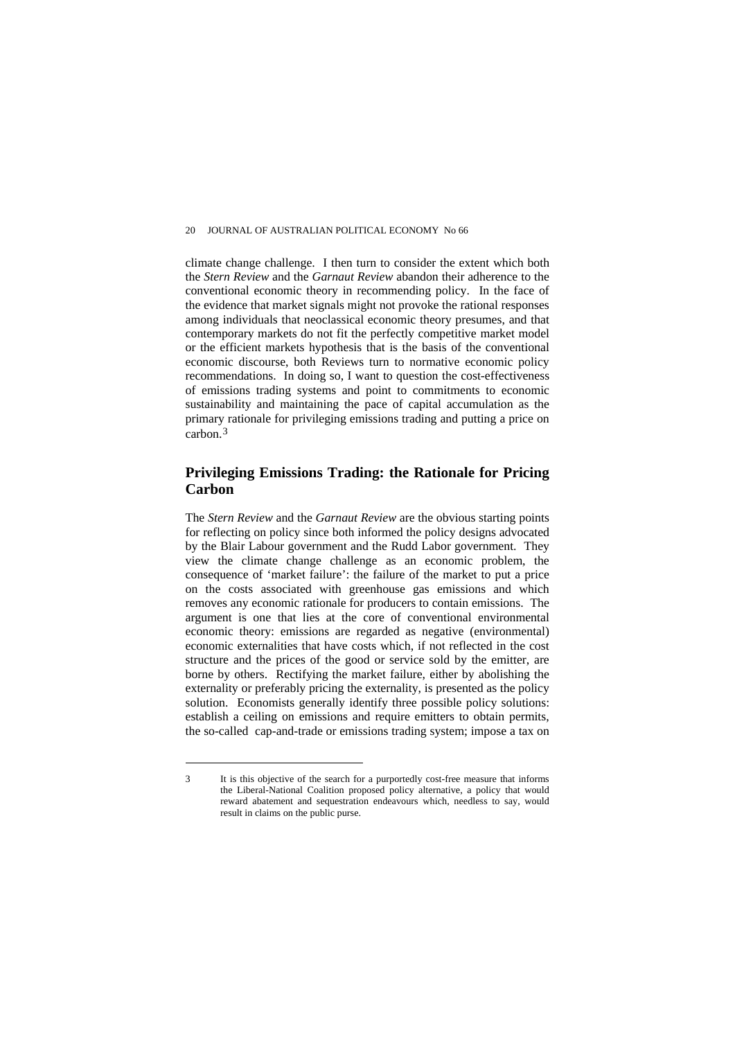climate change challenge. I then turn to consider the extent which both the *Stern Review* and the *Garnaut Review* abandon their adherence to the conventional economic theory in recommending policy. In the face of the evidence that market signals might not provoke the rational responses among individuals that neoclassical economic theory presumes, and that contemporary markets do not fit the perfectly competitive market model or the efficient markets hypothesis that is the basis of the conventional economic discourse, both Reviews turn to normative economic policy recommendations. In doing so, I want to question the cost-effectiveness of emissions trading systems and point to commitments to economic sustainability and maintaining the pace of capital accumulation as the primary rationale for privileging emissions trading and putting a price on carbon.[3]

## Privileging Emissions Trading: the Rationale for Pricing Carbon

The *Stern Review* and the *Garnaut Review* are the obvious starting points for reflecting on policy since both informed the policy designs advocated by the Blair Labour government and the Rudd Labor government. They view the climate change challenge as an economic problem, the consequence of 'market failure': the failure of the market to put a price on the costs associated with greenhouse gas emissions and which removes any economic rationale for producers to contain emissions. The argument is one that lies at the core of conventional environmental economic theory: emissions are regarded as negative (environmental) economic externalities that have costs which, if not reflected in the cost structure and the prices of the good or service sold by the emitter, are borne by others. Rectifying the market failure, either by abolishing the externality or preferably pricing the externality, is presented as the policy solution. Economists generally identify three possible policy solutions: establish a ceiling on emissions and require emitters to obtain permits, the so-called cap-and-trade or emissions trading system; impose a tax on

---

3 It is this objective of the search for a purportedly cost-free measure that informs the Liberal-National Coalition proposed policy alternative, a policy that would reward abatement and sequestration endeavours which, needless to say, would result in claims on the public purse.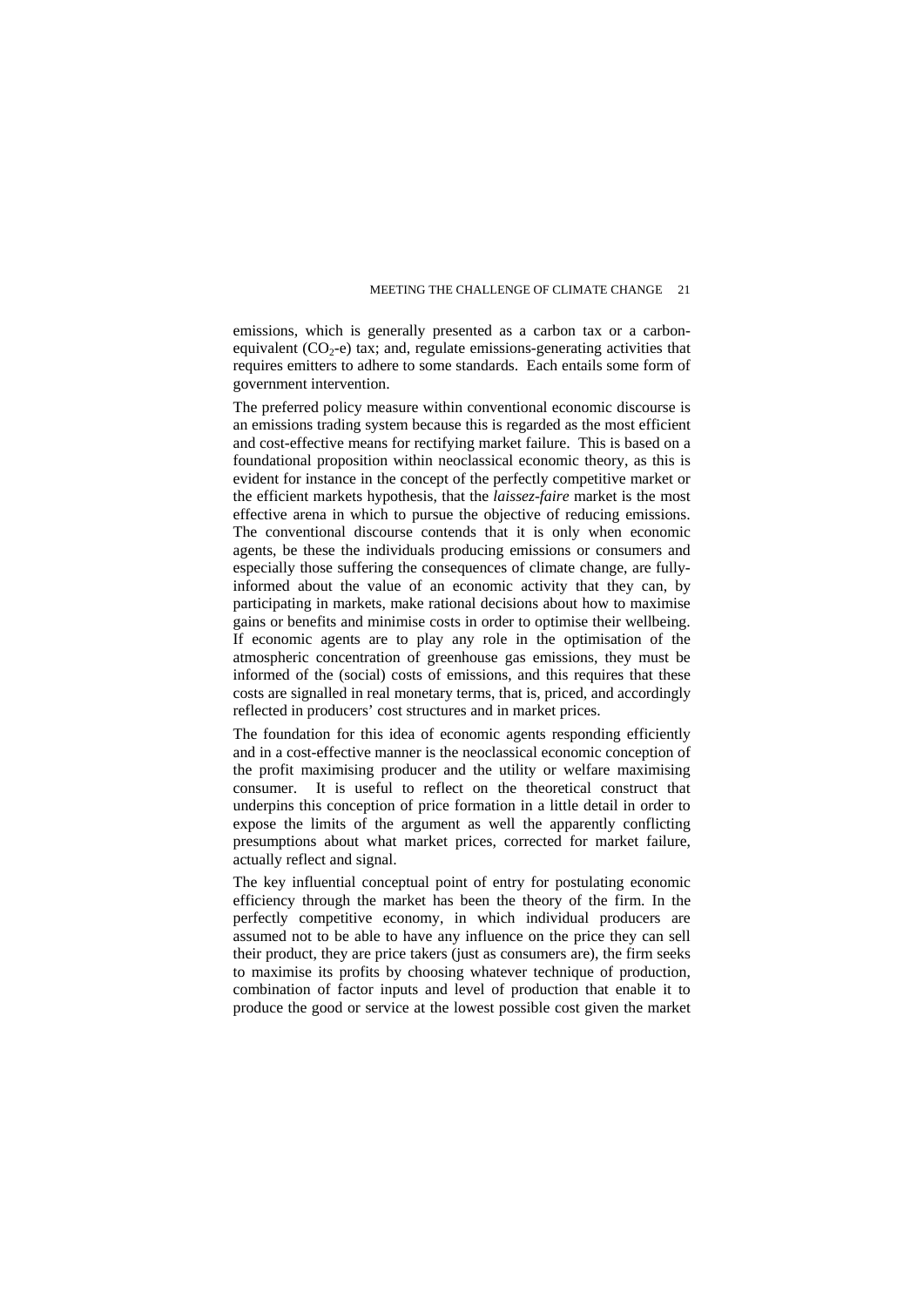emissions, which is generally presented as a carbon tax or a carbon-equivalent ($CO_2$-e) tax; and, regulate emissions-generating activities that requires emitters to adhere to some standards. Each entails some form of government intervention.

The preferred policy measure within conventional economic discourse is an emissions trading system because this is regarded as the most efficient and cost-effective means for rectifying market failure. This is based on a foundational proposition within neoclassical economic theory, as this is evident for instance in the concept of the perfectly competitive market or the efficient markets hypothesis, that the *laissez-faire* market is the most effective arena in which to pursue the objective of reducing emissions. The conventional discourse contends that it is only when economic agents, be these the individuals producing emissions or consumers and especially those suffering the consequences of climate change, are fully-informed about the value of an economic activity that they can, by participating in markets, make rational decisions about how to maximise gains or benefits and minimise costs in order to optimise their wellbeing. If economic agents are to play any role in the optimisation of the atmospheric concentration of greenhouse gas emissions, they must be informed of the (social) costs of emissions, and this requires that these costs are signalled in real monetary terms, that is, priced, and accordingly reflected in producers' cost structures and in market prices.

The foundation for this idea of economic agents responding efficiently and in a cost-effective manner is the neoclassical economic conception of the profit maximising producer and the utility or welfare maximising consumer. It is useful to reflect on the theoretical construct that underpins this conception of price formation in a little detail in order to expose the limits of the argument as well the apparently conflicting presumptions about what market prices, corrected for market failure, actually reflect and signal.

The key influential conceptual point of entry for postulating economic efficiency through the market has been the theory of the firm. In the perfectly competitive economy, in which individual producers are assumed not to be able to have any influence on the price they can sell their product, they are price takers (just as consumers are), the firm seeks to maximise its profits by choosing whatever technique of production, combination of factor inputs and level of production that enable it to produce the good or service at the lowest possible cost given the market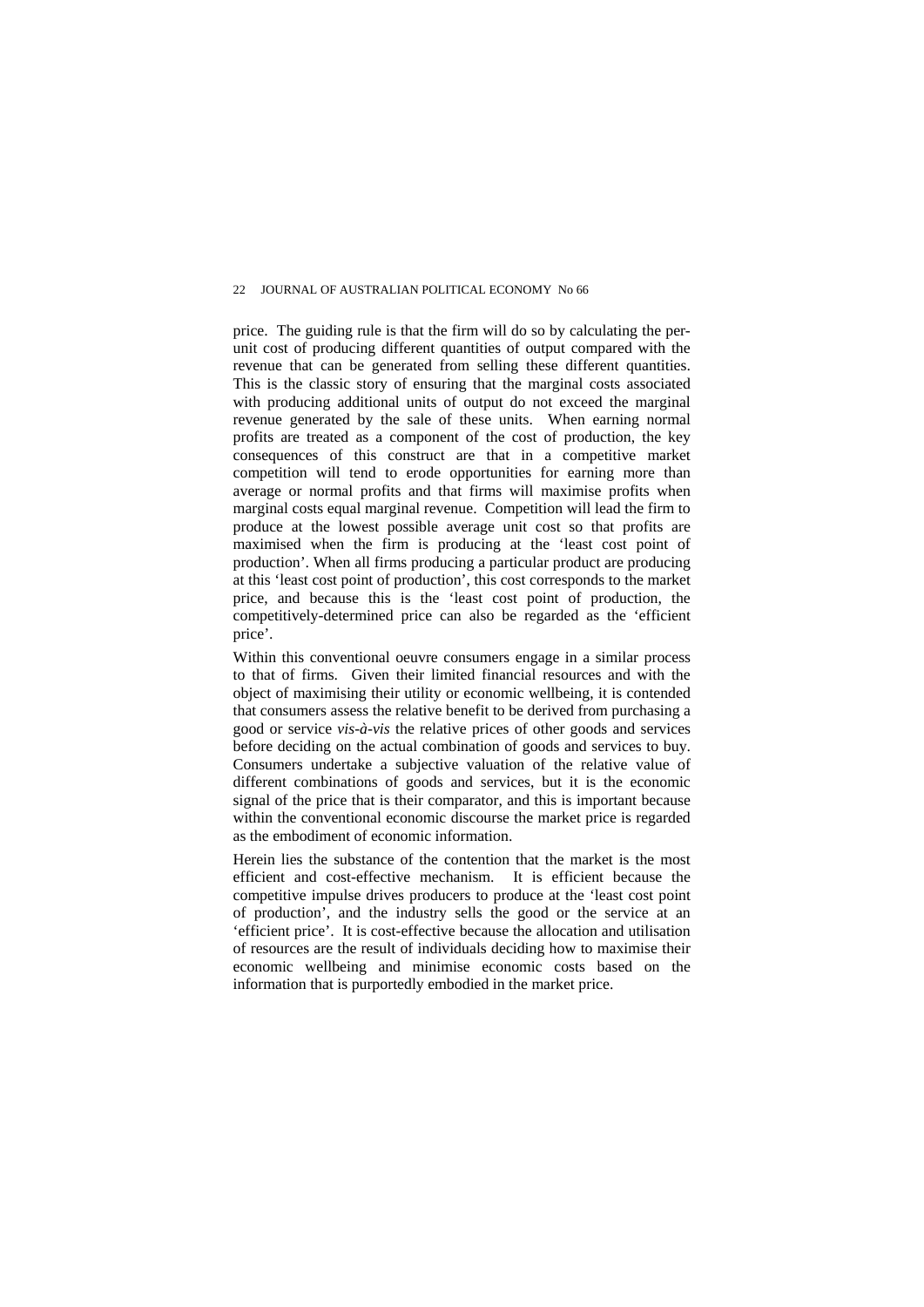price. The guiding rule is that the firm will do so by calculating the per-unit cost of producing different quantities of output compared with the revenue that can be generated from selling these different quantities. This is the classic story of ensuring that the marginal costs associated with producing additional units of output do not exceed the marginal revenue generated by the sale of these units. When earning normal profits are treated as a component of the cost of production, the key consequences of this construct are that in a competitive market competition will tend to erode opportunities for earning more than average or normal profits and that firms will maximise profits when marginal costs equal marginal revenue. Competition will lead the firm to produce at the lowest possible average unit cost so that profits are maximised when the firm is producing at the 'least cost point of production'. When all firms producing a particular product are producing at this 'least cost point of production', this cost corresponds to the market price, and because this is the 'least cost point of production, the competitively-determined price can also be regarded as the 'efficient price'.

Within this conventional oeuvre consumers engage in a similar process to that of firms. Given their limited financial resources and with the object of maximising their utility or economic wellbeing, it is contended that consumers assess the relative benefit to be derived from purchasing a good or service *vis-à-vis* the relative prices of other goods and services before deciding on the actual combination of goods and services to buy. Consumers undertake a subjective valuation of the relative value of different combinations of goods and services, but it is the economic signal of the price that is their comparator, and this is important because within the conventional economic discourse the market price is regarded as the embodiment of economic information.

Herein lies the substance of the contention that the market is the most efficient and cost-effective mechanism. It is efficient because the competitive impulse drives producers to produce at the 'least cost point of production', and the industry sells the good or the service at an 'efficient price'. It is cost-effective because the allocation and utilisation of resources are the result of individuals deciding how to maximise their economic wellbeing and minimise economic costs based on the information that is purportedly embodied in the market price.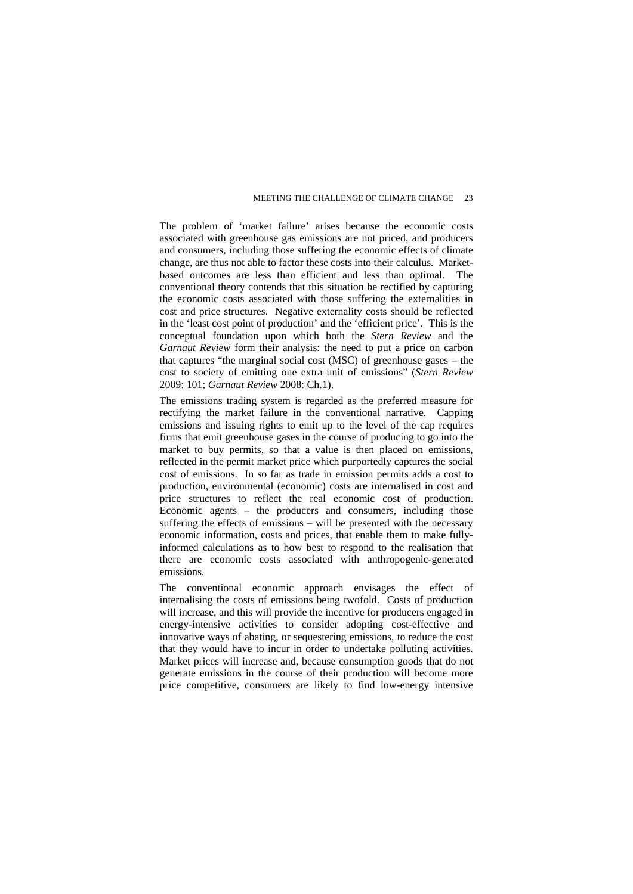The problem of 'market failure' arises because the economic costs associated with greenhouse gas emissions are not priced, and producers and consumers, including those suffering the economic effects of climate change, are thus not able to factor these costs into their calculus. Market-based outcomes are less than efficient and less than optimal. The conventional theory contends that this situation be rectified by capturing the economic costs associated with those suffering the externalities in cost and price structures. Negative externality costs should be reflected in the 'least cost point of production' and the 'efficient price'. This is the conceptual foundation upon which both the *Stern Review* and the *Garnaut Review* form their analysis: the need to put a price on carbon that captures "the marginal social cost (MSC) of greenhouse gases – the cost to society of emitting one extra unit of emissions" (*Stern Review* 2009: 101; *Garnaut Review* 2008: Ch.1).

The emissions trading system is regarded as the preferred measure for rectifying the market failure in the conventional narrative. Capping emissions and issuing rights to emit up to the level of the cap requires firms that emit greenhouse gases in the course of producing to go into the market to buy permits, so that a value is then placed on emissions, reflected in the permit market price which purportedly captures the social cost of emissions. In so far as trade in emission permits adds a cost to production, environmental (economic) costs are internalised in cost and price structures to reflect the real economic cost of production. Economic agents – the producers and consumers, including those suffering the effects of emissions – will be presented with the necessary economic information, costs and prices, that enable them to make fully-informed calculations as to how best to respond to the realisation that there are economic costs associated with anthropogenic-generated emissions.

The conventional economic approach envisages the effect of internalising the costs of emissions being twofold. Costs of production will increase, and this will provide the incentive for producers engaged in energy-intensive activities to consider adopting cost-effective and innovative ways of abating, or sequestering emissions, to reduce the cost that they would have to incur in order to undertake polluting activities. Market prices will increase and, because consumption goods that do not generate emissions in the course of their production will become more price competitive, consumers are likely to find low-energy intensive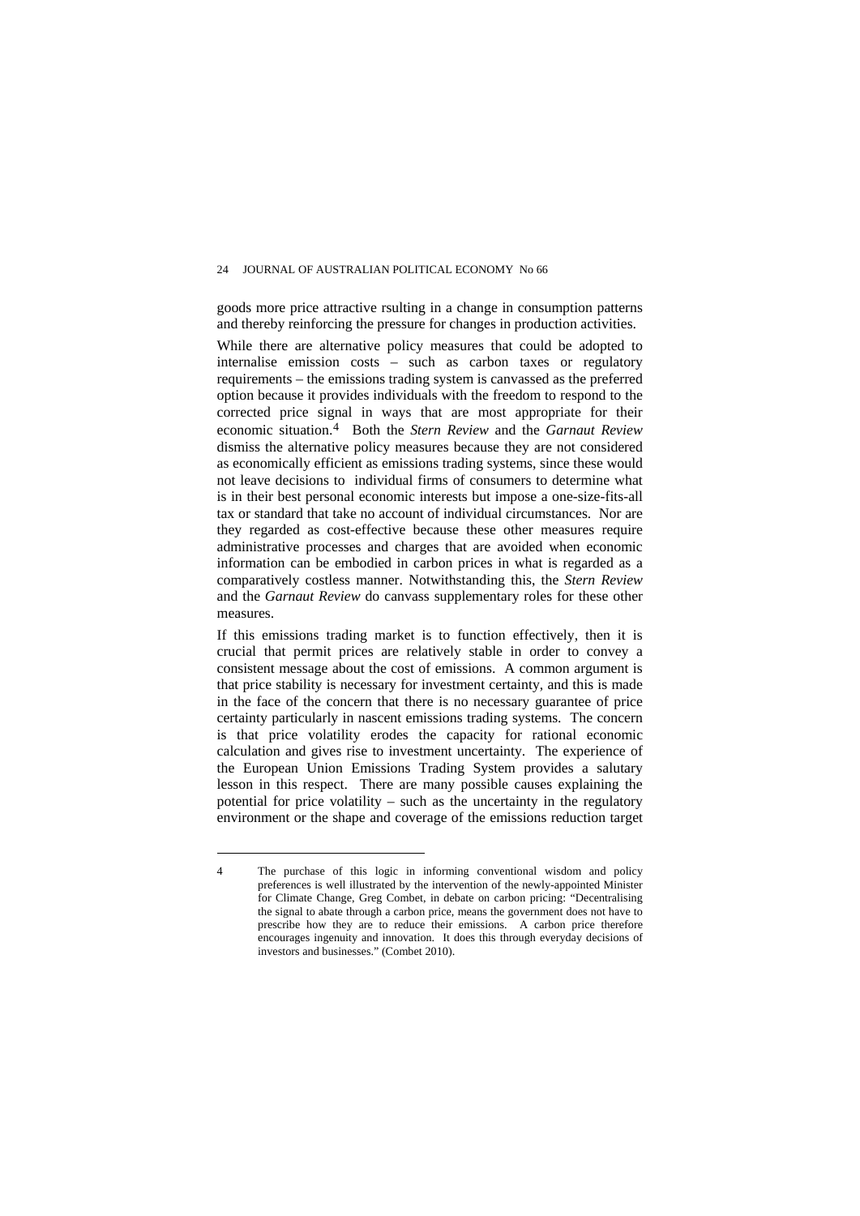goods more price attractive rsulting in a change in consumption patterns and thereby reinforcing the pressure for changes in production activities.

While there are alternative policy measures that could be adopted to internalise emission costs – such as carbon taxes or regulatory requirements – the emissions trading system is canvassed as the preferred option because it provides individuals with the freedom to respond to the corrected price signal in ways that are most appropriate for their economic situation.[4] Both the *Stern Review* and the *Garnaut Review* dismiss the alternative policy measures because they are not considered as economically efficient as emissions trading systems, since these would not leave decisions to individual firms of consumers to determine what is in their best personal economic interests but impose a one-size-fits-all tax or standard that take no account of individual circumstances. Nor are they regarded as cost-effective because these other measures require administrative processes and charges that are avoided when economic information can be embodied in carbon prices in what is regarded as a comparatively costless manner. Notwithstanding this, the *Stern Review* and the *Garnaut Review* do canvass supplementary roles for these other measures.

If this emissions trading market is to function effectively, then it is crucial that permit prices are relatively stable in order to convey a consistent message about the cost of emissions. A common argument is that price stability is necessary for investment certainty, and this is made in the face of the concern that there is no necessary guarantee of price certainty particularly in nascent emissions trading systems. The concern is that price volatility erodes the capacity for rational economic calculation and gives rise to investment uncertainty. The experience of the European Union Emissions Trading System provides a salutary lesson in this respect. There are many possible causes explaining the potential for price volatility – such as the uncertainty in the regulatory environment or the shape and coverage of the emissions reduction target

---

4 The purchase of this logic in informing conventional wisdom and policy preferences is well illustrated by the intervention of the newly-appointed Minister for Climate Change, Greg Combet, in debate on carbon pricing: "Decentralising the signal to abate through a carbon price, means the government does not have to prescribe how they are to reduce their emissions. A carbon price therefore encourages ingenuity and innovation. It does this through everyday decisions of investors and businesses." (Combet 2010).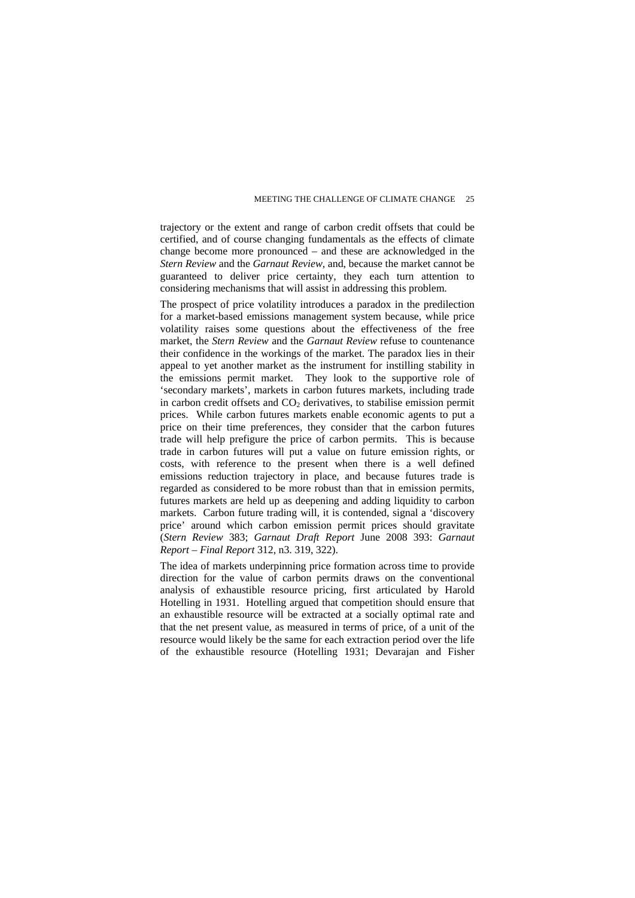trajectory or the extent and range of carbon credit offsets that could be certified, and of course changing fundamentals as the effects of climate change become more pronounced – and these are acknowledged in the *Stern Review* and the *Garnaut Review*, and, because the market cannot be guaranteed to deliver price certainty, they each turn attention to considering mechanisms that will assist in addressing this problem.

The prospect of price volatility introduces a paradox in the predilection for a market-based emissions management system because, while price volatility raises some questions about the effectiveness of the free market, the *Stern Review* and the *Garnaut Review* refuse to countenance their confidence in the workings of the market. The paradox lies in their appeal to yet another market as the instrument for instilling stability in the emissions permit market. They look to the supportive role of 'secondary markets', markets in carbon futures markets, including trade in carbon credit offsets and $CO_2$ derivatives, to stabilise emission permit prices. While carbon futures markets enable economic agents to put a price on their time preferences, they consider that the carbon futures trade will help prefigure the price of carbon permits. This is because trade in carbon futures will put a value on future emission rights, or costs, with reference to the present when there is a well defined emissions reduction trajectory in place, and because futures trade is regarded as considered to be more robust than that in emission permits, futures markets are held up as deepening and adding liquidity to carbon markets. Carbon future trading will, it is contended, signal a 'discovery price' around which carbon emission permit prices should gravitate (*Stern Review* 383; *Garnaut Draft Report* June 2008 393: *Garnaut Report – Final Report* 312, n3. 319, 322).

The idea of markets underpinning price formation across time to provide direction for the value of carbon permits draws on the conventional analysis of exhaustible resource pricing, first articulated by Harold Hotelling in 1931. Hotelling argued that competition should ensure that an exhaustible resource will be extracted at a socially optimal rate and that the net present value, as measured in terms of price, of a unit of the resource would likely be the same for each extraction period over the life of the exhaustible resource (Hotelling 1931; Devarajan and Fisher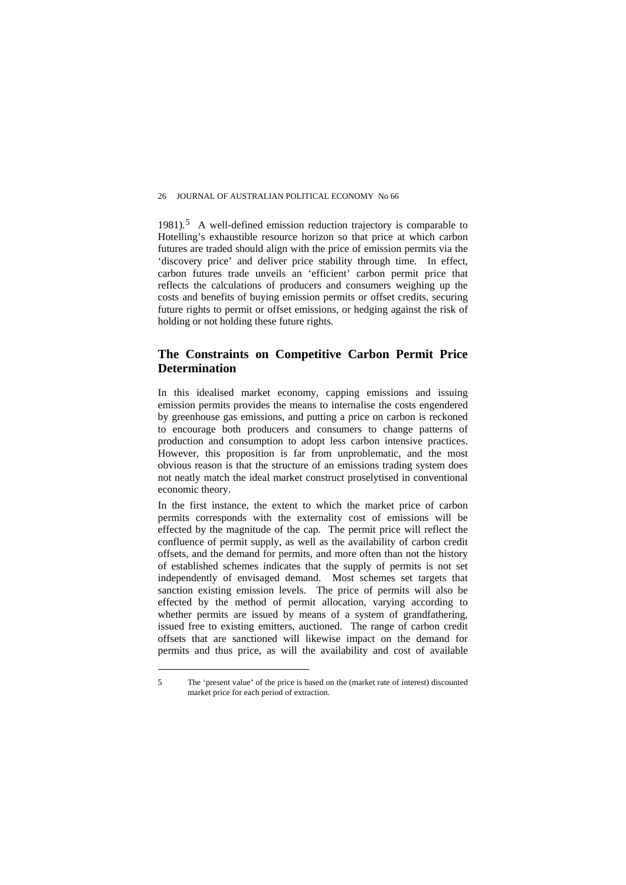1981).[5] A well-defined emission reduction trajectory is comparable to Hotelling's exhaustible resource horizon so that price at which carbon futures are traded should align with the price of emission permits via the 'discovery price' and deliver price stability through time. In effect, carbon futures trade unveils an 'efficient' carbon permit price that reflects the calculations of producers and consumers weighing up the costs and benefits of buying emission permits or offset credits, securing future rights to permit or offset emissions, or hedging against the risk of holding or not holding these future rights.

## The Constraints on Competitive Carbon Permit Price Determination

In this idealised market economy, capping emissions and issuing emission permits provides the means to internalise the costs engendered by greenhouse gas emissions, and putting a price on carbon is reckoned to encourage both producers and consumers to change patterns of production and consumption to adopt less carbon intensive practices. However, this proposition is far from unproblematic, and the most obvious reason is that the structure of an emissions trading system does not neatly match the ideal market construct proselytised in conventional economic theory.

In the first instance, the extent to which the market price of carbon permits corresponds with the externality cost of emissions will be effected by the magnitude of the cap. The permit price will reflect the confluence of permit supply, as well as the availability of carbon credit offsets, and the demand for permits, and more often than not the history of established schemes indicates that the supply of permits is not set independently of envisaged demand. Most schemes set targets that sanction existing emission levels. The price of permits will also be effected by the method of permit allocation, varying according to whether permits are issued by means of a system of grandfathering, issued free to existing emitters, auctioned. The range of carbon credit offsets that are sanctioned will likewise impact on the demand for permits and thus price, as will the availability and cost of available

---

5 The 'present value' of the price is based on the (market rate of interest) discounted market price for each period of extraction.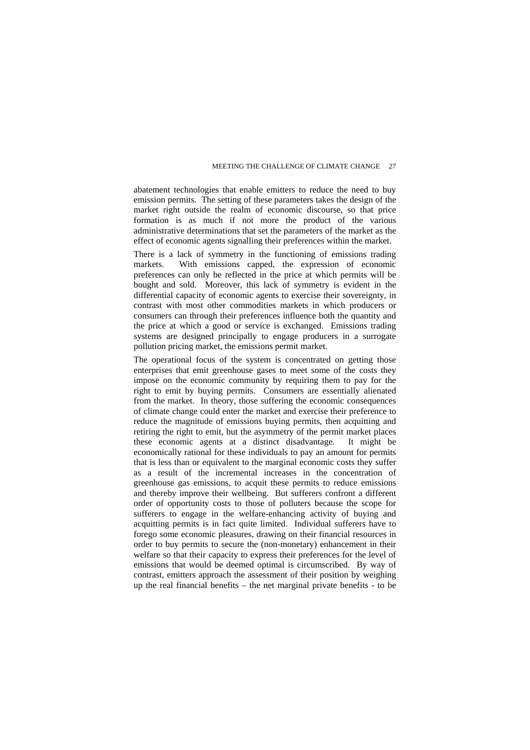abatement technologies that enable emitters to reduce the need to buy emission permits. The setting of these parameters takes the design of the market right outside the realm of economic discourse, so that price formation is as much if not more the product of the various administrative determinations that set the parameters of the market as the effect of economic agents signalling their preferences within the market.

There is a lack of symmetry in the functioning of emissions trading markets. With emissions capped, the expression of economic preferences can only be reflected in the price at which permits will be bought and sold. Moreover, this lack of symmetry is evident in the differential capacity of economic agents to exercise their sovereignty, in contrast with most other commodities markets in which producers or consumers can through their preferences influence both the quantity and the price at which a good or service is exchanged. Emissions trading systems are designed principally to engage producers in a surrogate pollution pricing market, the emissions permit market.

The operational focus of the system is concentrated on getting those enterprises that emit greenhouse gases to meet some of the costs they impose on the economic community by requiring them to pay for the right to emit by buying permits. Consumers are essentially alienated from the market. In theory, those suffering the economic consequences of climate change could enter the market and exercise their preference to reduce the magnitude of emissions buying permits, then acquitting and retiring the right to emit, but the asymmetry of the permit market places these economic agents at a distinct disadvantage. It might be economically rational for these individuals to pay an amount for permits that is less than or equivalent to the marginal economic costs they suffer as a result of the incremental increases in the concentration of greenhouse gas emissions, to acquit these permits to reduce emissions and thereby improve their wellbeing. But sufferers confront a different order of opportunity costs to those of polluters because the scope for sufferers to engage in the welfare-enhancing activity of buying and acquitting permits is in fact quite limited. Individual sufferers have to forego some economic pleasures, drawing on their financial resources in order to buy permits to secure the (non-monetary) enhancement in their welfare so that their capacity to express their preferences for the level of emissions that would be deemed optimal is circumscribed. By way of contrast, emitters approach the assessment of their position by weighing up the real financial benefits – the net marginal private benefits - to be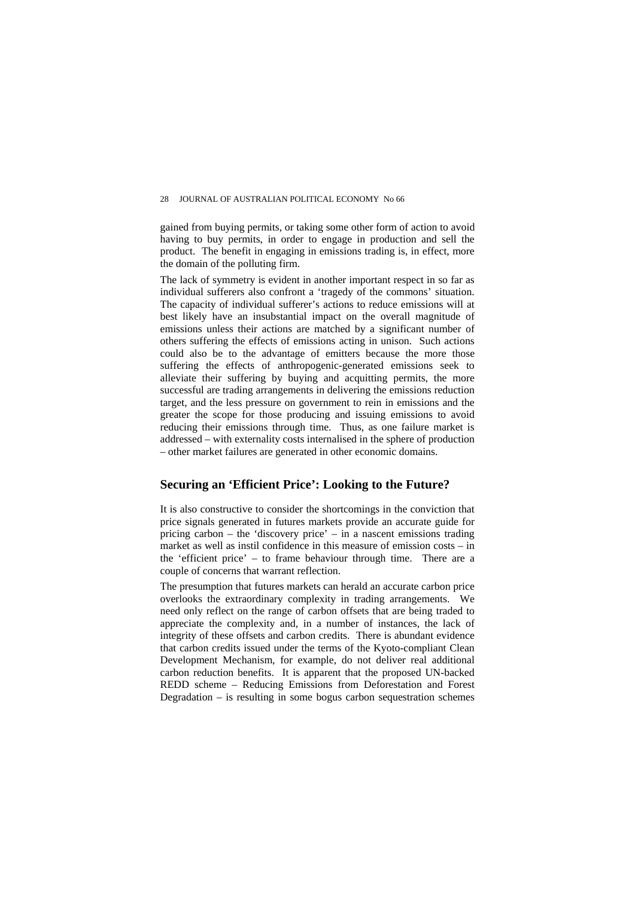gained from buying permits, or taking some other form of action to avoid having to buy permits, in order to engage in production and sell the product. The benefit in engaging in emissions trading is, in effect, more the domain of the polluting firm.

The lack of symmetry is evident in another important respect in so far as individual sufferers also confront a 'tragedy of the commons' situation. The capacity of individual sufferer's actions to reduce emissions will at best likely have an insubstantial impact on the overall magnitude of emissions unless their actions are matched by a significant number of others suffering the effects of emissions acting in unison. Such actions could also be to the advantage of emitters because the more those suffering the effects of anthropogenic-generated emissions seek to alleviate their suffering by buying and acquitting permits, the more successful are trading arrangements in delivering the emissions reduction target, and the less pressure on government to rein in emissions and the greater the scope for those producing and issuing emissions to avoid reducing their emissions through time. Thus, as one failure market is addressed – with externality costs internalised in the sphere of production – other market failures are generated in other economic domains.

## Securing an 'Efficient Price': Looking to the Future?

It is also constructive to consider the shortcomings in the conviction that price signals generated in futures markets provide an accurate guide for pricing carbon – the 'discovery price' – in a nascent emissions trading market as well as instil confidence in this measure of emission costs – in the 'efficient price' – to frame behaviour through time. There are a couple of concerns that warrant reflection.

The presumption that futures markets can herald an accurate carbon price overlooks the extraordinary complexity in trading arrangements. We need only reflect on the range of carbon offsets that are being traded to appreciate the complexity and, in a number of instances, the lack of integrity of these offsets and carbon credits. There is abundant evidence that carbon credits issued under the terms of the Kyoto-compliant Clean Development Mechanism, for example, do not deliver real additional carbon reduction benefits. It is apparent that the proposed UN-backed REDD scheme – Reducing Emissions from Deforestation and Forest Degradation – is resulting in some bogus carbon sequestration schemes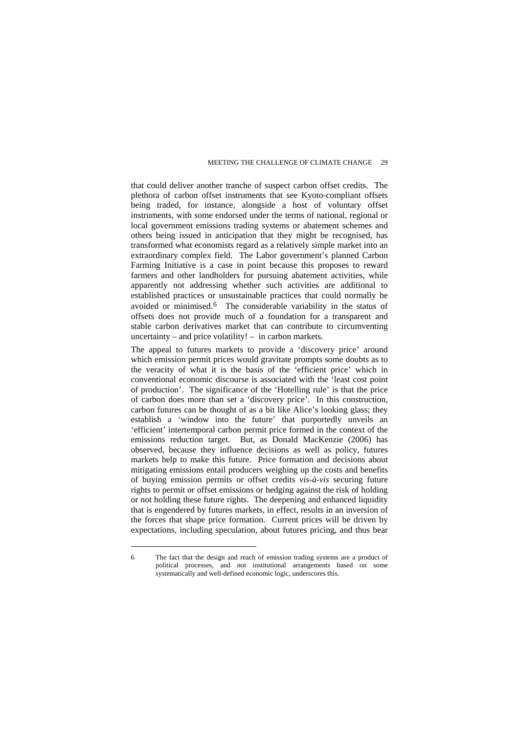that could deliver another tranche of suspect carbon offset credits. The plethora of carbon offset instruments that see Kyoto-compliant offsets being traded, for instance, alongside a host of voluntary offset instruments, with some endorsed under the terms of national, regional or local government emissions trading systems or abatement schemes and others being issued in anticipation that they might be recognised, has transformed what economists regard as a relatively simple market into an extraordinary complex field. The Labor government's planned Carbon Farming Initiative is a case in point because this proposes to reward farmers and other landholders for pursuing abatement activities, while apparently not addressing whether such activities are additional to established practices or unsustainable practices that could normally be avoided or minimised.[6] The considerable variability in the status of offsets does not provide much of a foundation for a transparent and stable carbon derivatives market that can contribute to circumventing uncertainty – and price volatility! – in carbon markets.

The appeal to futures markets to provide a 'discovery price' around which emission permit prices would gravitate prompts some doubts as to the veracity of what it is the basis of the 'efficient price' which in conventional economic discourse is associated with the 'least cost point of production'. The significance of the 'Hotelling rule' is that the price of carbon does more than set a 'discovery price'. In this construction, carbon futures can be thought of as a bit like Alice's looking glass; they establish a 'window into the future' that purportedly unveils an 'efficient' intertemporal carbon permit price formed in the context of the emissions reduction target. But, as Donald MacKenzie (2006) has observed, because they influence decisions as well as policy, futures markets help to make this future. Price formation and decisions about mitigating emissions entail producers weighing up the costs and benefits of buying emission permits or offset credits *vis-à-vis* securing future rights to permit or offset emissions or hedging against the risk of holding or not holding these future rights. The deepening and enhanced liquidity that is engendered by futures markets, in effect, results in an inversion of the forces that shape price formation. Current prices will be driven by expectations, including speculation, about futures pricing, and thus bear

---

6 The fact that the design and reach of emission trading systems are a product of political processes, and not institutional arrangements based on some systematically and well-defined economic logic, underscores this.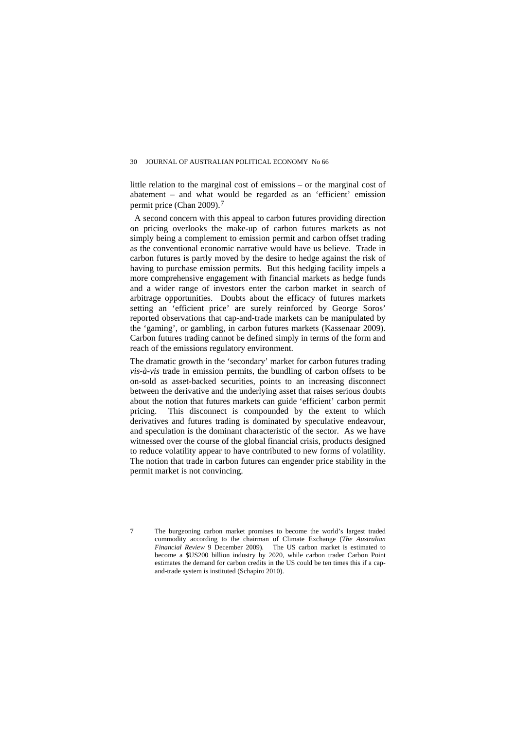little relation to the marginal cost of emissions – or the marginal cost of abatement – and what would be regarded as an 'efficient' emission permit price (Chan 2009).[7]

A second concern with this appeal to carbon futures providing direction on pricing overlooks the make-up of carbon futures markets as not simply being a complement to emission permit and carbon offset trading as the conventional economic narrative would have us believe. Trade in carbon futures is partly moved by the desire to hedge against the risk of having to purchase emission permits. But this hedging facility impels a more comprehensive engagement with financial markets as hedge funds and a wider range of investors enter the carbon market in search of arbitrage opportunities. Doubts about the efficacy of futures markets setting an 'efficient price' are surely reinforced by George Soros' reported observations that cap-and-trade markets can be manipulated by the 'gaming', or gambling, in carbon futures markets (Kassenaar 2009). Carbon futures trading cannot be defined simply in terms of the form and reach of the emissions regulatory environment.

The dramatic growth in the 'secondary' market for carbon futures trading *vis-à-vis* trade in emission permits, the bundling of carbon offsets to be on-sold as asset-backed securities, points to an increasing disconnect between the derivative and the underlying asset that raises serious doubts about the notion that futures markets can guide 'efficient' carbon permit pricing. This disconnect is compounded by the extent to which derivatives and futures trading is dominated by speculative endeavour, and speculation is the dominant characteristic of the sector. As we have witnessed over the course of the global financial crisis, products designed to reduce volatility appear to have contributed to new forms of volatility. The notion that trade in carbon futures can engender price stability in the permit market is not convincing.

---

7 The burgeoning carbon market promises to become the world's largest traded commodity according to the chairman of Climate Exchange (*The Australian Financial Review* 9 December 2009). The US carbon market is estimated to become a $US200 billion industry by 2020, while carbon trader Carbon Point estimates the demand for carbon credits in the US could be ten times this if a cap-and-trade system is instituted (Schapiro 2010).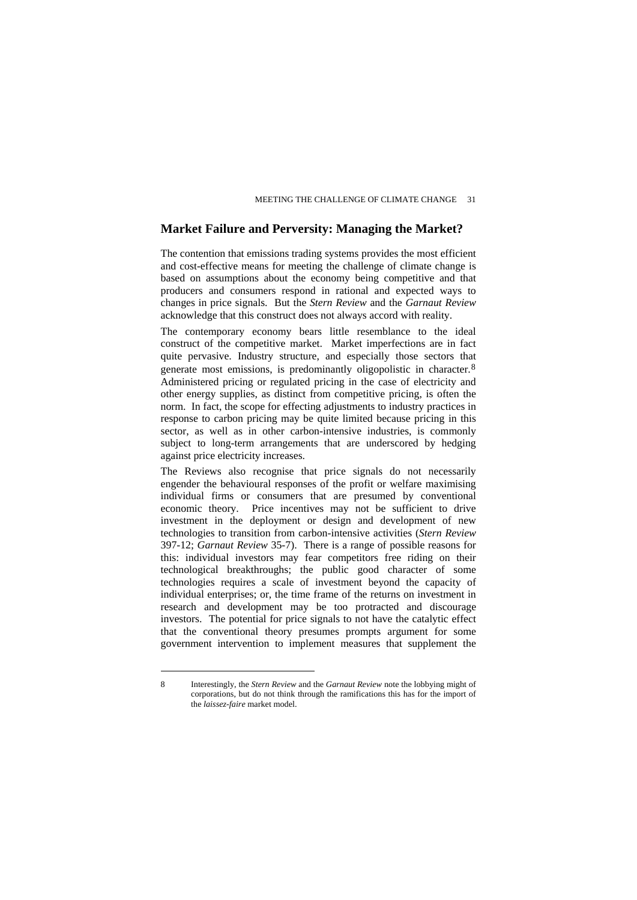## Market Failure and Perversity: Managing the Market?

The contention that emissions trading systems provides the most efficient and cost-effective means for meeting the challenge of climate change is based on assumptions about the economy being competitive and that producers and consumers respond in rational and expected ways to changes in price signals. But the *Stern Review* and the *Garnaut Review* acknowledge that this construct does not always accord with reality.

The contemporary economy bears little resemblance to the ideal construct of the competitive market. Market imperfections are in fact quite pervasive. Industry structure, and especially those sectors that generate most emissions, is predominantly oligopolistic in character.[8] Administered pricing or regulated pricing in the case of electricity and other energy supplies, as distinct from competitive pricing, is often the norm. In fact, the scope for effecting adjustments to industry practices in response to carbon pricing may be quite limited because pricing in this sector, as well as in other carbon-intensive industries, is commonly subject to long-term arrangements that are underscored by hedging against price electricity increases.

The Reviews also recognise that price signals do not necessarily engender the behavioural responses of the profit or welfare maximising individual firms or consumers that are presumed by conventional economic theory. Price incentives may not be sufficient to drive investment in the deployment or design and development of new technologies to transition from carbon-intensive activities (*Stern Review* 397-12; *Garnaut Review* 35-7). There is a range of possible reasons for this: individual investors may fear competitors free riding on their technological breakthroughs; the public good character of some technologies requires a scale of investment beyond the capacity of individual enterprises; or, the time frame of the returns on investment in research and development may be too protracted and discourage investors. The potential for price signals to not have the catalytic effect that the conventional theory presumes prompts argument for some government intervention to implement measures that supplement the

8 Interestingly, the *Stern Review* and the *Garnaut Review* note the lobbying might of corporations, but do not think through the ramifications this has for the import of the *laissez-faire* market model.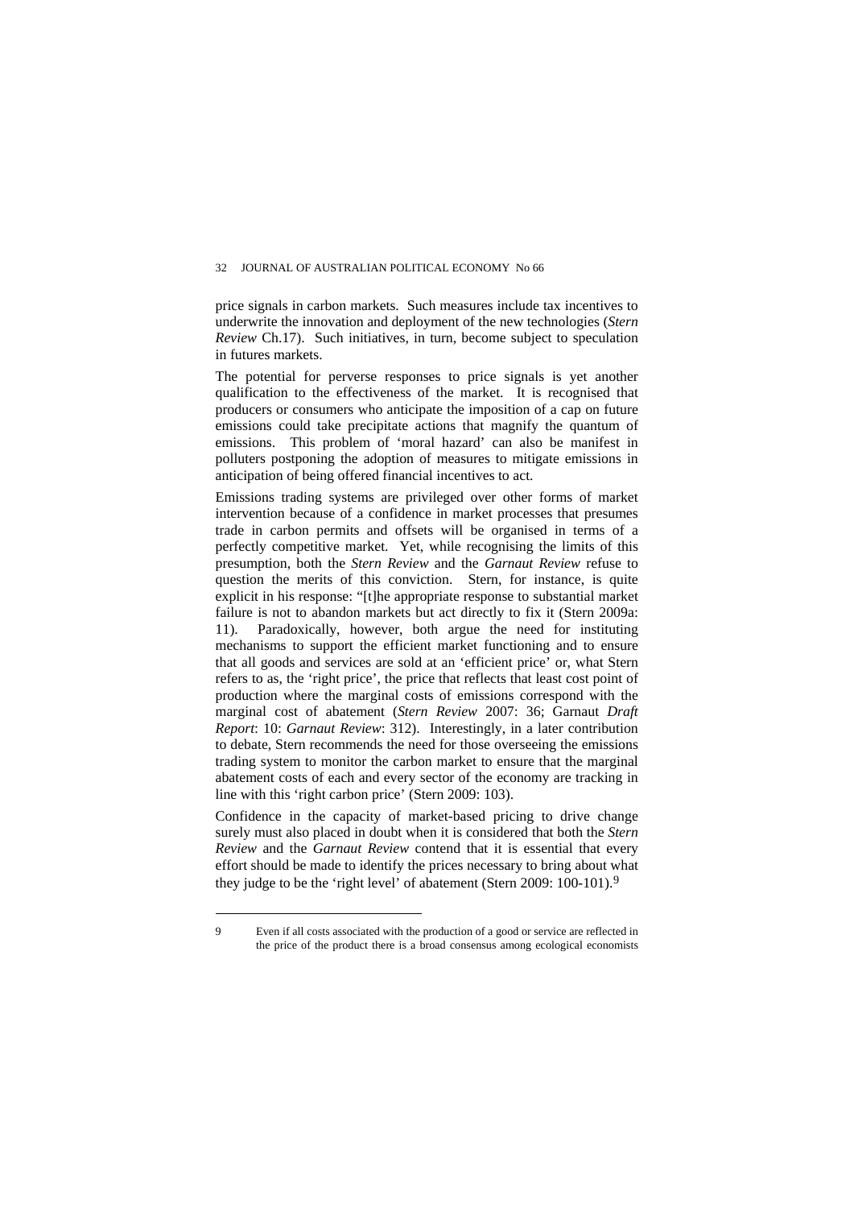price signals in carbon markets. Such measures include tax incentives to underwrite the innovation and deployment of the new technologies (*Stern Review* Ch.17). Such initiatives, in turn, become subject to speculation in futures markets.

The potential for perverse responses to price signals is yet another qualification to the effectiveness of the market. It is recognised that producers or consumers who anticipate the imposition of a cap on future emissions could take precipitate actions that magnify the quantum of emissions. This problem of 'moral hazard' can also be manifest in polluters postponing the adoption of measures to mitigate emissions in anticipation of being offered financial incentives to act.

Emissions trading systems are privileged over other forms of market intervention because of a confidence in market processes that presumes trade in carbon permits and offsets will be organised in terms of a perfectly competitive market. Yet, while recognising the limits of this presumption, both the *Stern Review* and the *Garnaut Review* refuse to question the merits of this conviction. Stern, for instance, is quite explicit in his response: "[t]he appropriate response to substantial market failure is not to abandon markets but act directly to fix it (Stern 2009a: 11). Paradoxically, however, both argue the need for instituting mechanisms to support the efficient market functioning and to ensure that all goods and services are sold at an 'efficient price' or, what Stern refers to as, the 'right price', the price that reflects that least cost point of production where the marginal costs of emissions correspond with the marginal cost of abatement (*Stern Review* 2007: 36; Garnaut *Draft Report*: 10: *Garnaut Review*: 312). Interestingly, in a later contribution to debate, Stern recommends the need for those overseeing the emissions trading system to monitor the carbon market to ensure that the marginal abatement costs of each and every sector of the economy are tracking in line with this 'right carbon price' (Stern 2009: 103).

Confidence in the capacity of market-based pricing to drive change surely must also placed in doubt when it is considered that both the *Stern Review* and the *Garnaut Review* contend that it is essential that every effort should be made to identify the prices necessary to bring about what they judge to be the 'right level' of abatement (Stern 2009: 100-101).[9]

---

9 Even if all costs associated with the production of a good or service are reflected in the price of the product there is a broad consensus among ecological economists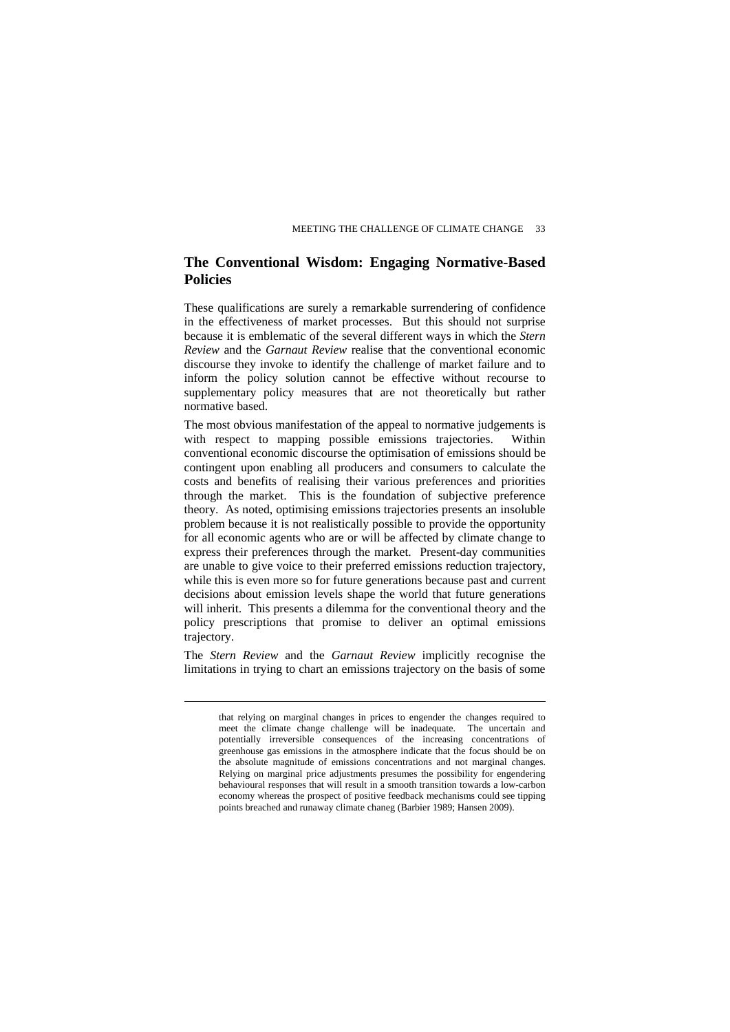## The Conventional Wisdom: Engaging Normative-Based Policies

These qualifications are surely a remarkable surrendering of confidence in the effectiveness of market processes. But this should not surprise because it is emblematic of the several different ways in which the *Stern Review* and the *Garnaut Review* realise that the conventional economic discourse they invoke to identify the challenge of market failure and to inform the policy solution cannot be effective without recourse to supplementary policy measures that are not theoretically but rather normative based.

The most obvious manifestation of the appeal to normative judgements is with respect to mapping possible emissions trajectories. Within conventional economic discourse the optimisation of emissions should be contingent upon enabling all producers and consumers to calculate the costs and benefits of realising their various preferences and priorities through the market. This is the foundation of subjective preference theory. As noted, optimising emissions trajectories presents an insoluble problem because it is not realistically possible to provide the opportunity for all economic agents who are or will be affected by climate change to express their preferences through the market. Present-day communities are unable to give voice to their preferred emissions reduction trajectory, while this is even more so for future generations because past and current decisions about emission levels shape the world that future generations will inherit. This presents a dilemma for the conventional theory and the policy prescriptions that promise to deliver an optimal emissions trajectory.

The *Stern Review* and the *Garnaut Review* implicitly recognise the limitations in trying to chart an emissions trajectory on the basis of some

---

that relying on marginal changes in prices to engender the changes required to meet the climate change challenge will be inadequate. The uncertain and potentially irreversible consequences of the increasing concentrations of greenhouse gas emissions in the atmosphere indicate that the focus should be on the absolute magnitude of emissions concentrations and not marginal changes. Relying on marginal price adjustments presumes the possibility for engendering behavioural responses that will result in a smooth transition towards a low-carbon economy whereas the prospect of positive feedback mechanisms could see tipping points breached and runaway climate chaneg (Barbier 1989; Hansen 2009).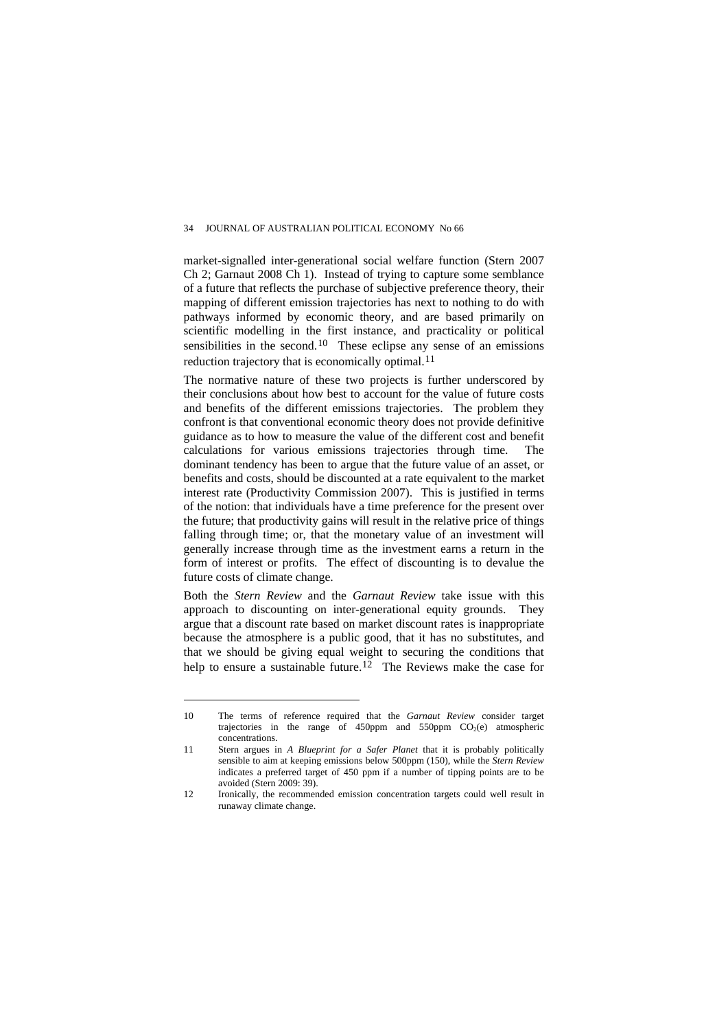market-signalled inter-generational social welfare function (Stern 2007 Ch 2; Garnaut 2008 Ch 1). Instead of trying to capture some semblance of a future that reflects the purchase of subjective preference theory, their mapping of different emission trajectories has next to nothing to do with pathways informed by economic theory, and are based primarily on scientific modelling in the first instance, and practicality or political sensibilities in the second.[10] These eclipse any sense of an emissions reduction trajectory that is economically optimal.[11]

The normative nature of these two projects is further underscored by their conclusions about how best to account for the value of future costs and benefits of the different emissions trajectories. The problem they confront is that conventional economic theory does not provide definitive guidance as to how to measure the value of the different cost and benefit calculations for various emissions trajectories through time. The dominant tendency has been to argue that the future value of an asset, or benefits and costs, should be discounted at a rate equivalent to the market interest rate (Productivity Commission 2007). This is justified in terms of the notion: that individuals have a time preference for the present over the future; that productivity gains will result in the relative price of things falling through time; or, that the monetary value of an investment will generally increase through time as the investment earns a return in the form of interest or profits. The effect of discounting is to devalue the future costs of climate change.

Both the *Stern Review* and the *Garnaut Review* take issue with this approach to discounting on inter-generational equity grounds. They argue that a discount rate based on market discount rates is inappropriate because the atmosphere is a public good, that it has no substitutes, and that we should be giving equal weight to securing the conditions that help to ensure a sustainable future.[12] The Reviews make the case for

---

10 The terms of reference required that the *Garnaut Review* consider target trajectories in the range of 450ppm and 550ppm $CO_2$(e) atmospheric concentrations.

11 Stern argues in *A Blueprint for a Safer Planet* that it is probably politically sensible to aim at keeping emissions below 500ppm (150), while the *Stern Review* indicates a preferred target of 450 ppm if a number of tipping points are to be avoided (Stern 2009: 39).

12 Ironically, the recommended emission concentration targets could well result in runaway climate change.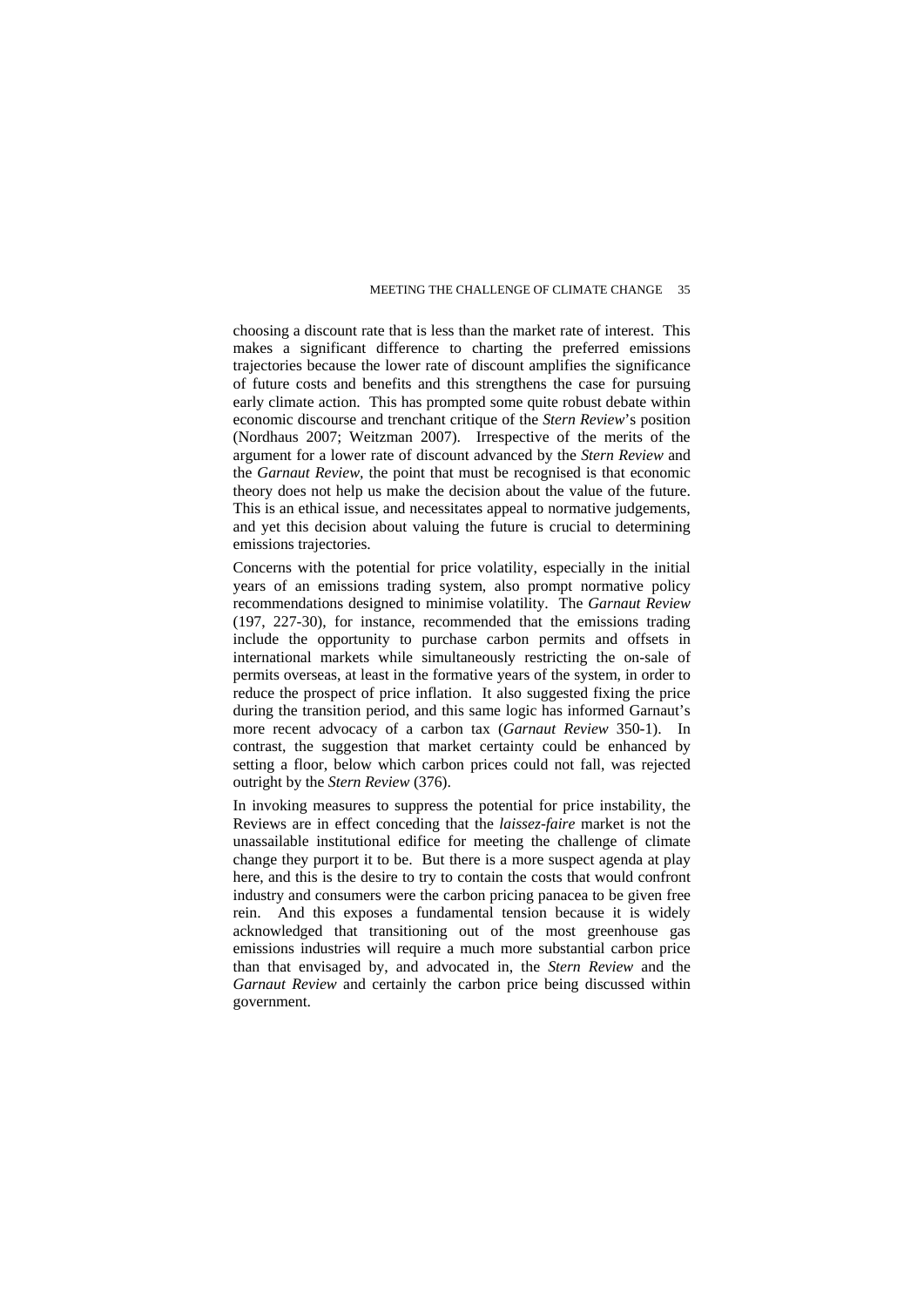choosing a discount rate that is less than the market rate of interest. This makes a significant difference to charting the preferred emissions trajectories because the lower rate of discount amplifies the significance of future costs and benefits and this strengthens the case for pursuing early climate action. This has prompted some quite robust debate within economic discourse and trenchant critique of the *Stern Review*'s position (Nordhaus 2007; Weitzman 2007). Irrespective of the merits of the argument for a lower rate of discount advanced by the *Stern Review* and the *Garnaut Review*, the point that must be recognised is that economic theory does not help us make the decision about the value of the future. This is an ethical issue, and necessitates appeal to normative judgements, and yet this decision about valuing the future is crucial to determining emissions trajectories.

Concerns with the potential for price volatility, especially in the initial years of an emissions trading system, also prompt normative policy recommendations designed to minimise volatility. The *Garnaut Review* (197, 227-30), for instance, recommended that the emissions trading include the opportunity to purchase carbon permits and offsets in international markets while simultaneously restricting the on-sale of permits overseas, at least in the formative years of the system, in order to reduce the prospect of price inflation. It also suggested fixing the price during the transition period, and this same logic has informed Garnaut's more recent advocacy of a carbon tax (*Garnaut Review* 350-1). In contrast, the suggestion that market certainty could be enhanced by setting a floor, below which carbon prices could not fall, was rejected outright by the *Stern Review* (376).

In invoking measures to suppress the potential for price instability, the Reviews are in effect conceding that the *laissez-faire* market is not the unassailable institutional edifice for meeting the challenge of climate change they purport it to be. But there is a more suspect agenda at play here, and this is the desire to try to contain the costs that would confront industry and consumers were the carbon pricing panacea to be given free rein. And this exposes a fundamental tension because it is widely acknowledged that transitioning out of the most greenhouse gas emissions industries will require a much more substantial carbon price than that envisaged by, and advocated in, the *Stern Review* and the *Garnaut Review* and certainly the carbon price being discussed within government.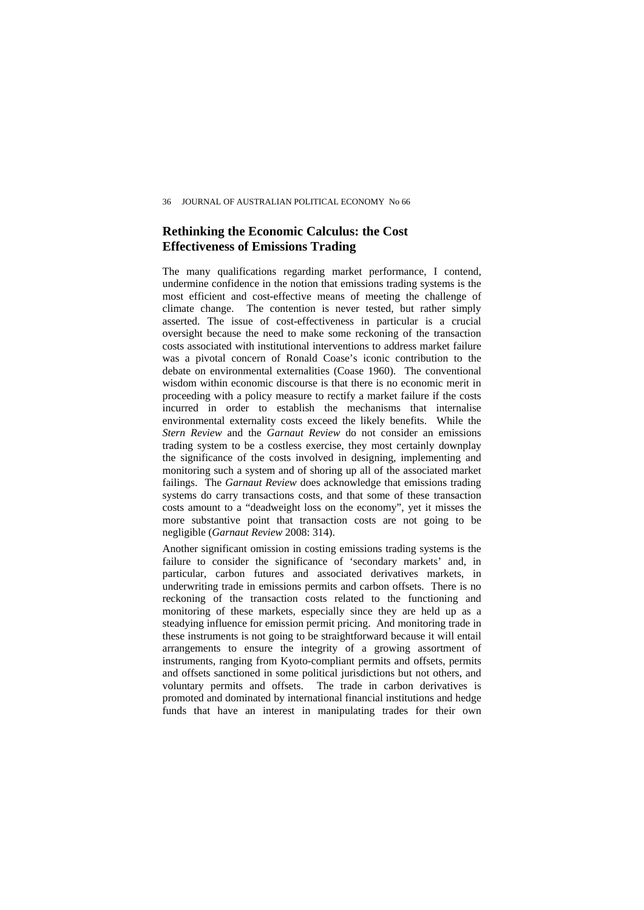## Rethinking the Economic Calculus: the Cost Effectiveness of Emissions Trading

The many qualifications regarding market performance, I contend, undermine confidence in the notion that emissions trading systems is the most efficient and cost-effective means of meeting the challenge of climate change. The contention is never tested, but rather simply asserted. The issue of cost-effectiveness in particular is a crucial oversight because the need to make some reckoning of the transaction costs associated with institutional interventions to address market failure was a pivotal concern of Ronald Coase's iconic contribution to the debate on environmental externalities (Coase 1960). The conventional wisdom within economic discourse is that there is no economic merit in proceeding with a policy measure to rectify a market failure if the costs incurred in order to establish the mechanisms that internalise environmental externality costs exceed the likely benefits. While the *Stern Review* and the *Garnaut Review* do not consider an emissions trading system to be a costless exercise, they most certainly downplay the significance of the costs involved in designing, implementing and monitoring such a system and of shoring up all of the associated market failings. The *Garnaut Review* does acknowledge that emissions trading systems do carry transactions costs, and that some of these transaction costs amount to a "deadweight loss on the economy", yet it misses the more substantive point that transaction costs are not going to be negligible (*Garnaut Review* 2008: 314).

Another significant omission in costing emissions trading systems is the failure to consider the significance of 'secondary markets' and, in particular, carbon futures and associated derivatives markets, in underwriting trade in emissions permits and carbon offsets. There is no reckoning of the transaction costs related to the functioning and monitoring of these markets, especially since they are held up as a steadying influence for emission permit pricing. And monitoring trade in these instruments is not going to be straightforward because it will entail arrangements to ensure the integrity of a growing assortment of instruments, ranging from Kyoto-compliant permits and offsets, permits and offsets sanctioned in some political jurisdictions but not others, and voluntary permits and offsets. The trade in carbon derivatives is promoted and dominated by international financial institutions and hedge funds that have an interest in manipulating trades for their own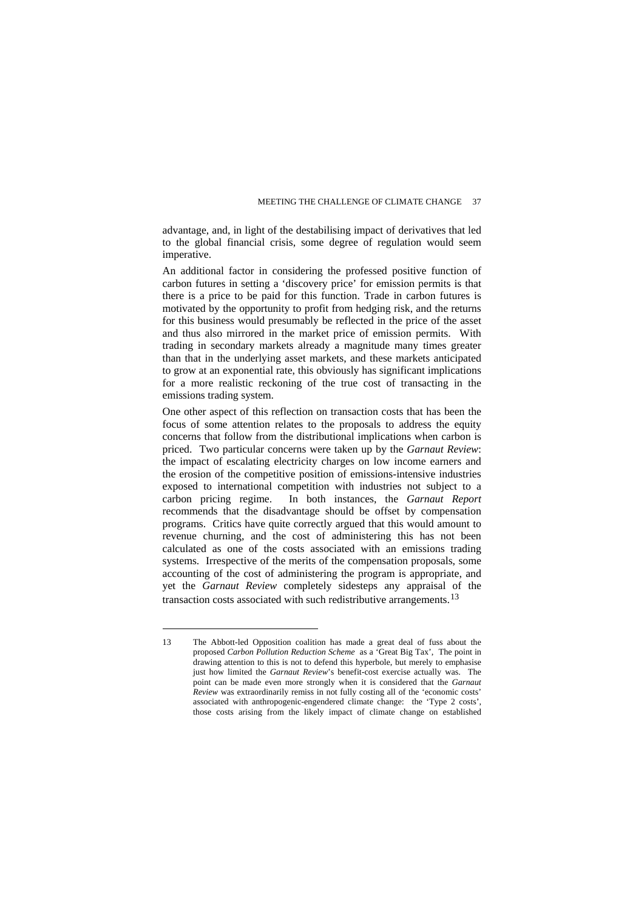advantage, and, in light of the destabilising impact of derivatives that led to the global financial crisis, some degree of regulation would seem imperative.

An additional factor in considering the professed positive function of carbon futures in setting a 'discovery price' for emission permits is that there is a price to be paid for this function. Trade in carbon futures is motivated by the opportunity to profit from hedging risk, and the returns for this business would presumably be reflected in the price of the asset and thus also mirrored in the market price of emission permits. With trading in secondary markets already a magnitude many times greater than that in the underlying asset markets, and these markets anticipated to grow at an exponential rate, this obviously has significant implications for a more realistic reckoning of the true cost of transacting in the emissions trading system.

One other aspect of this reflection on transaction costs that has been the focus of some attention relates to the proposals to address the equity concerns that follow from the distributional implications when carbon is priced. Two particular concerns were taken up by the *Garnaut Review*: the impact of escalating electricity charges on low income earners and the erosion of the competitive position of emissions-intensive industries exposed to international competition with industries not subject to a carbon pricing regime. In both instances, the *Garnaut Report* recommends that the disadvantage should be offset by compensation programs. Critics have quite correctly argued that this would amount to revenue churning, and the cost of administering this has not been calculated as one of the costs associated with an emissions trading systems. Irrespective of the merits of the compensation proposals, some accounting of the cost of administering the program is appropriate, and yet the *Garnaut Review* completely sidesteps any appraisal of the transaction costs associated with such redistributive arrangements.[13]

---

13 The Abbott-led Opposition coalition has made a great deal of fuss about the proposed *Carbon Pollution Reduction Scheme* as a 'Great Big Tax', The point in drawing attention to this is not to defend this hyperbole, but merely to emphasise just how limited the *Garnaut Review*'s benefit-cost exercise actually was. The point can be made even more strongly when it is considered that the *Garnaut Review* was extraordinarily remiss in not fully costing all of the 'economic costs' associated with anthropogenic-engendered climate change: the 'Type 2 costs', those costs arising from the likely impact of climate change on established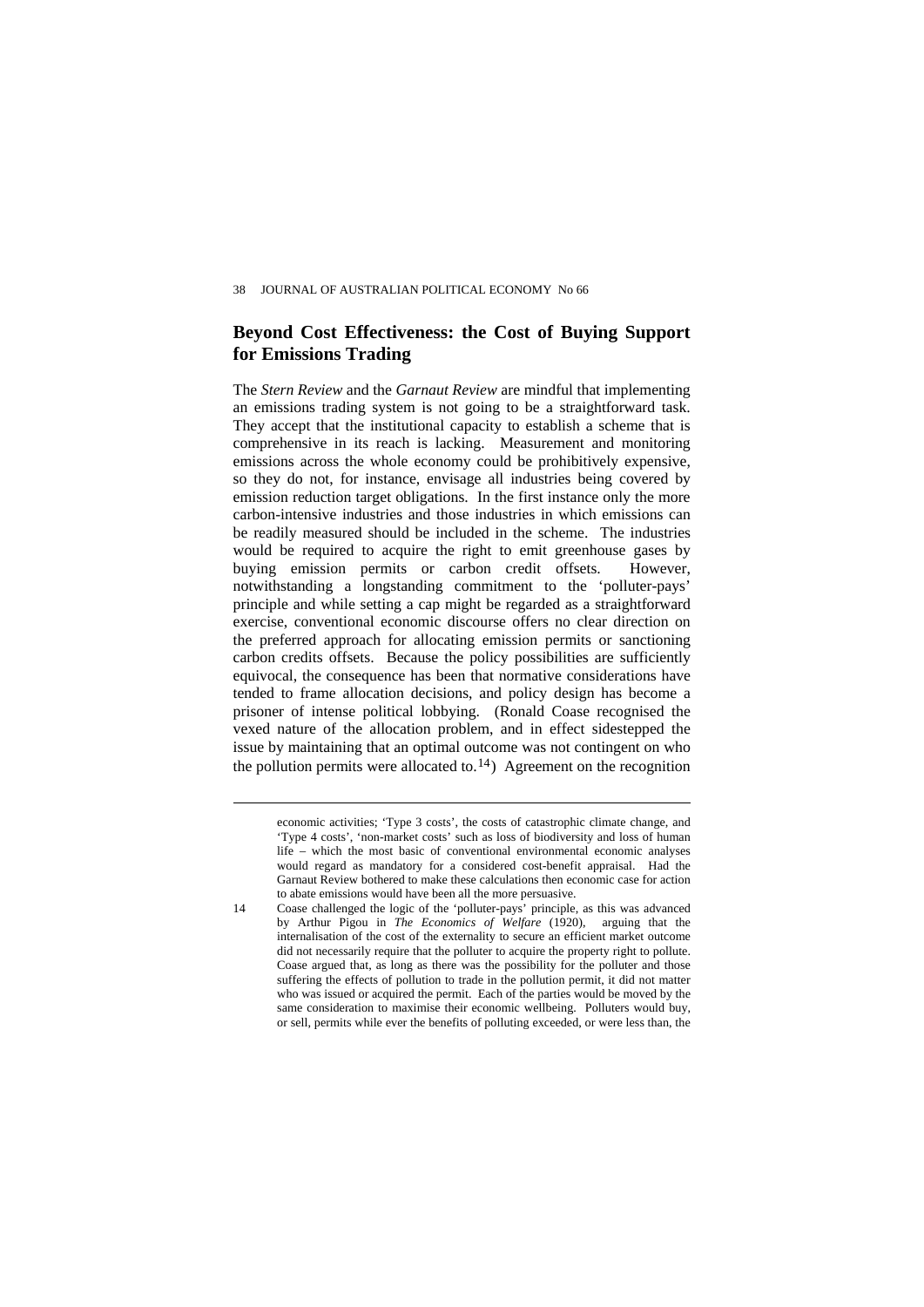## Beyond Cost Effectiveness: the Cost of Buying Support for Emissions Trading

The *Stern Review* and the *Garnaut Review* are mindful that implementing an emissions trading system is not going to be a straightforward task. They accept that the institutional capacity to establish a scheme that is comprehensive in its reach is lacking. Measurement and monitoring emissions across the whole economy could be prohibitively expensive, so they do not, for instance, envisage all industries being covered by emission reduction target obligations. In the first instance only the more carbon-intensive industries and those industries in which emissions can be readily measured should be included in the scheme. The industries would be required to acquire the right to emit greenhouse gases by buying emission permits or carbon credit offsets. However, notwithstanding a longstanding commitment to the 'polluter-pays' principle and while setting a cap might be regarded as a straightforward exercise, conventional economic discourse offers no clear direction on the preferred approach for allocating emission permits or sanctioning carbon credits offsets. Because the policy possibilities are sufficiently equivocal, the consequence has been that normative considerations have tended to frame allocation decisions, and policy design has become a prisoner of intense political lobbying. (Ronald Coase recognised the vexed nature of the allocation problem, and in effect sidestepped the issue by maintaining that an optimal outcome was not contingent on who the pollution permits were allocated to.[14]) Agreement on the recognition

---

economic activities; 'Type 3 costs', the costs of catastrophic climate change, and 'Type 4 costs', 'non-market costs' such as loss of biodiversity and loss of human life – which the most basic of conventional environmental economic analyses would regard as mandatory for a considered cost-benefit appraisal. Had the Garnaut Review bothered to make these calculations then economic case for action to abate emissions would have been all the more persuasive.

14 Coase challenged the logic of the 'polluter-pays' principle, as this was advanced by Arthur Pigou in *The Economics of Welfare* (1920), arguing that the internalisation of the cost of the externality to secure an efficient market outcome did not necessarily require that the polluter to acquire the property right to pollute. Coase argued that, as long as there was the possibility for the polluter and those suffering the effects of pollution to trade in the pollution permit, it did not matter who was issued or acquired the permit. Each of the parties would be moved by the same consideration to maximise their economic wellbeing. Polluters would buy, or sell, permits while ever the benefits of polluting exceeded, or were less than, the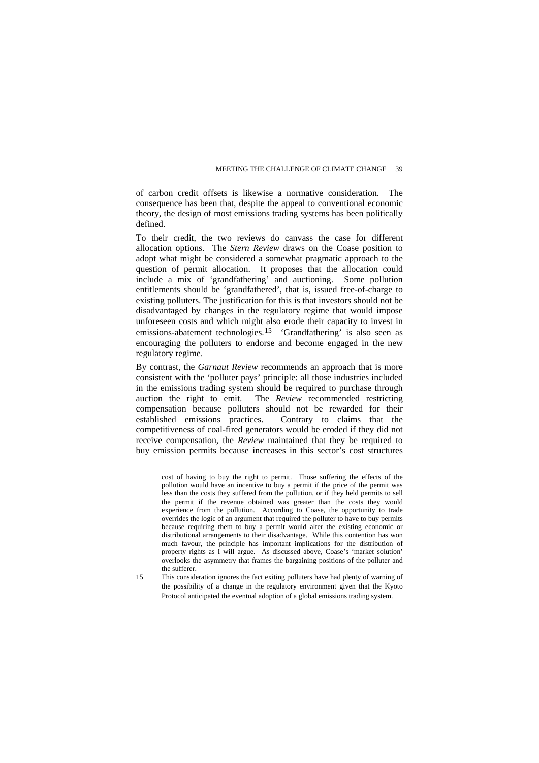of carbon credit offsets is likewise a normative consideration. The consequence has been that, despite the appeal to conventional economic theory, the design of most emissions trading systems has been politically defined.

To their credit, the two reviews do canvass the case for different allocation options. The *Stern Review* draws on the Coase position to adopt what might be considered a somewhat pragmatic approach to the question of permit allocation. It proposes that the allocation could include a mix of 'grandfathering' and auctioning. Some pollution entitlements should be 'grandfathered', that is, issued free-of-charge to existing polluters. The justification for this is that investors should not be disadvantaged by changes in the regulatory regime that would impose unforeseen costs and which might also erode their capacity to invest in emissions-abatement technologies.[15] 'Grandfathering' is also seen as encouraging the polluters to endorse and become engaged in the new regulatory regime.

By contrast, the *Garnaut Review* recommends an approach that is more consistent with the 'polluter pays' principle: all those industries included in the emissions trading system should be required to purchase through auction the right to emit. The *Review* recommended restricting compensation because polluters should not be rewarded for their established emissions practices. Contrary to claims that the competitiveness of coal-fired generators would be eroded if they did not receive compensation, the *Review* maintained that they be required to buy emission permits because increases in this sector's cost structures

---

cost of having to buy the right to permit. Those suffering the effects of the pollution would have an incentive to buy a permit if the price of the permit was less than the costs they suffered from the pollution, or if they held permits to sell the permit if the revenue obtained was greater than the costs they would experience from the pollution. According to Coase, the opportunity to trade overrides the logic of an argument that required the polluter to have to buy permits because requiring them to buy a permit would alter the existing economic or distributional arrangements to their disadvantage. While this contention has won much favour, the principle has important implications for the distribution of property rights as I will argue. As discussed above, Coase's 'market solution' overlooks the asymmetry that frames the bargaining positions of the polluter and the sufferer.

15 This consideration ignores the fact exiting polluters have had plenty of warning of the possibility of a change in the regulatory environment given that the Kyoto Protocol anticipated the eventual adoption of a global emissions trading system.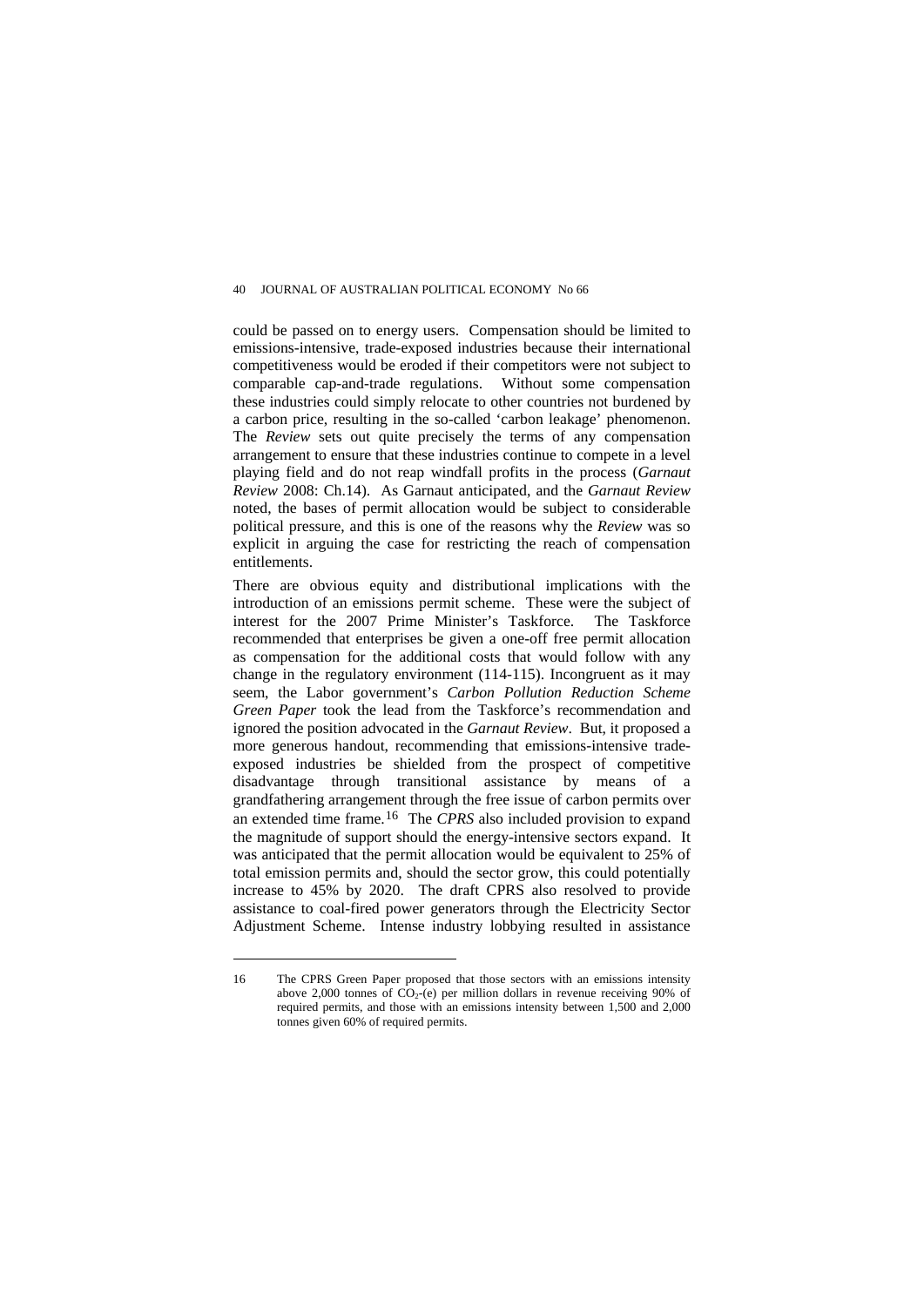could be passed on to energy users. Compensation should be limited to emissions-intensive, trade-exposed industries because their international competitiveness would be eroded if their competitors were not subject to comparable cap-and-trade regulations. Without some compensation these industries could simply relocate to other countries not burdened by a carbon price, resulting in the so-called 'carbon leakage' phenomenon. The *Review* sets out quite precisely the terms of any compensation arrangement to ensure that these industries continue to compete in a level playing field and do not reap windfall profits in the process (*Garnaut Review* 2008: Ch.14). As Garnaut anticipated, and the *Garnaut Review* noted, the bases of permit allocation would be subject to considerable political pressure, and this is one of the reasons why the *Review* was so explicit in arguing the case for restricting the reach of compensation entitlements.

There are obvious equity and distributional implications with the introduction of an emissions permit scheme. These were the subject of interest for the 2007 Prime Minister's Taskforce. The Taskforce recommended that enterprises be given a one-off free permit allocation as compensation for the additional costs that would follow with any change in the regulatory environment (114-115). Incongruent as it may seem, the Labor government's *Carbon Pollution Reduction Scheme Green Paper* took the lead from the Taskforce's recommendation and ignored the position advocated in the *Garnaut Review*. But, it proposed a more generous handout, recommending that emissions-intensive trade-exposed industries be shielded from the prospect of competitive disadvantage through transitional assistance by means of a grandfathering arrangement through the free issue of carbon permits over an extended time frame.[16] The *CPRS* also included provision to expand the magnitude of support should the energy-intensive sectors expand. It was anticipated that the permit allocation would be equivalent to 25% of total emission permits and, should the sector grow, this could potentially increase to 45% by 2020. The draft CPRS also resolved to provide assistance to coal-fired power generators through the Electricity Sector Adjustment Scheme. Intense industry lobbying resulted in assistance

---

16 The CPRS Green Paper proposed that those sectors with an emissions intensity above 2,000 tonnes of $CO_2$-(e) per million dollars in revenue receiving 90% of required permits, and those with an emissions intensity between 1,500 and 2,000 tonnes given 60% of required permits.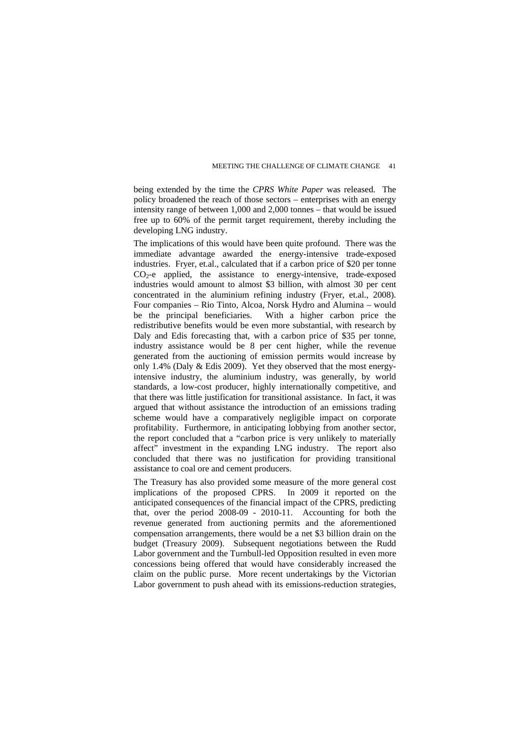being extended by the time the *CPRS White Paper* was released. The policy broadened the reach of those sectors – enterprises with an energy intensity range of between 1,000 and 2,000 tonnes – that would be issued free up to 60% of the permit target requirement, thereby including the developing LNG industry.

The implications of this would have been quite profound. There was the immediate advantage awarded the energy-intensive trade-exposed industries. Fryer, et.al., calculated that if a carbon price of $20 per tonne $CO_2$-e applied, the assistance to energy-intensive, trade-exposed industries would amount to almost $3 billion, with almost 30 per cent concentrated in the aluminium refining industry (Fryer, et.al., 2008). Four companies – Rio Tinto, Alcoa, Norsk Hydro and Alumina – would be the principal beneficiaries. With a higher carbon price the redistributive benefits would be even more substantial, with research by Daly and Edis forecasting that, with a carbon price of $35 per tonne, industry assistance would be 8 per cent higher, while the revenue generated from the auctioning of emission permits would increase by only 1.4% (Daly & Edis 2009). Yet they observed that the most energy-intensive industry, the aluminium industry, was generally, by world standards, a low-cost producer, highly internationally competitive, and that there was little justification for transitional assistance. In fact, it was argued that without assistance the introduction of an emissions trading scheme would have a comparatively negligible impact on corporate profitability. Furthermore, in anticipating lobbying from another sector, the report concluded that a "carbon price is very unlikely to materially affect" investment in the expanding LNG industry. The report also concluded that there was no justification for providing transitional assistance to coal ore and cement producers.

The Treasury has also provided some measure of the more general cost implications of the proposed CPRS. In 2009 it reported on the anticipated consequences of the financial impact of the CPRS, predicting that, over the period 2008-09 - 2010-11. Accounting for both the revenue generated from auctioning permits and the aforementioned compensation arrangements, there would be a net $3 billion drain on the budget (Treasury 2009). Subsequent negotiations between the Rudd Labor government and the Turnbull-led Opposition resulted in even more concessions being offered that would have considerably increased the claim on the public purse. More recent undertakings by the Victorian Labor government to push ahead with its emissions-reduction strategies,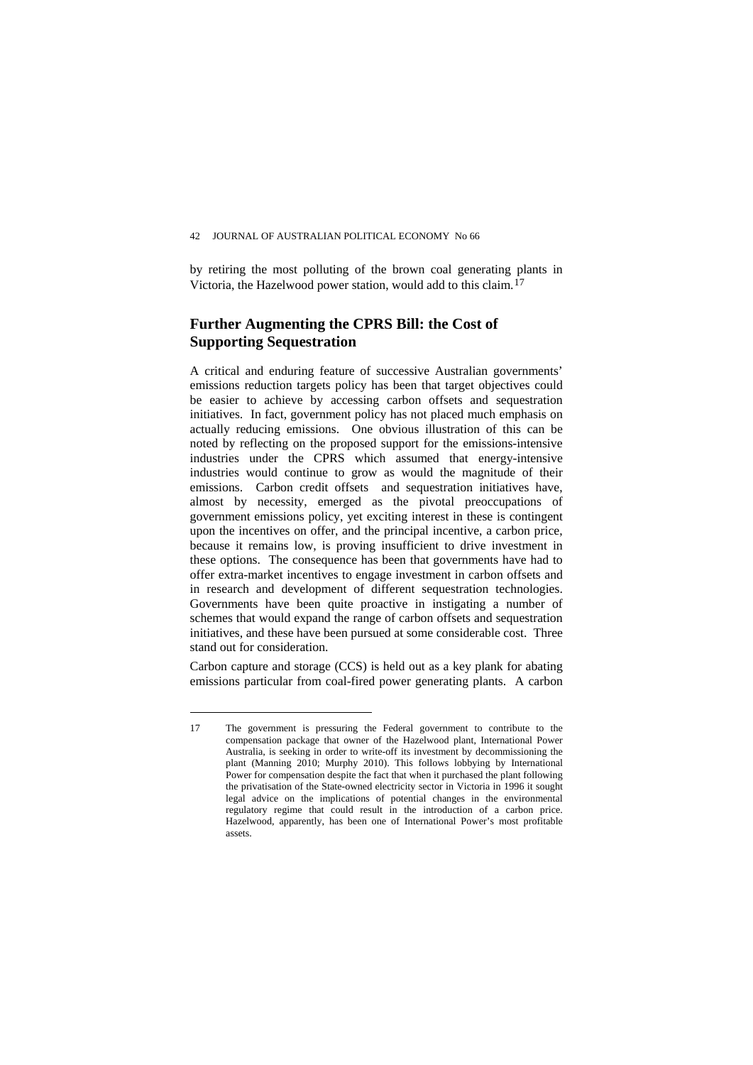by retiring the most polluting of the brown coal generating plants in Victoria, the Hazelwood power station, would add to this claim.[17]

## Further Augmenting the CPRS Bill: the Cost of Supporting Sequestration

A critical and enduring feature of successive Australian governments' emissions reduction targets policy has been that target objectives could be easier to achieve by accessing carbon offsets and sequestration initiatives. In fact, government policy has not placed much emphasis on actually reducing emissions. One obvious illustration of this can be noted by reflecting on the proposed support for the emissions-intensive industries under the CPRS which assumed that energy-intensive industries would continue to grow as would the magnitude of their emissions. Carbon credit offsets and sequestration initiatives have, almost by necessity, emerged as the pivotal preoccupations of government emissions policy, yet exciting interest in these is contingent upon the incentives on offer, and the principal incentive, a carbon price, because it remains low, is proving insufficient to drive investment in these options. The consequence has been that governments have had to offer extra-market incentives to engage investment in carbon offsets and in research and development of different sequestration technologies. Governments have been quite proactive in instigating a number of schemes that would expand the range of carbon offsets and sequestration initiatives, and these have been pursued at some considerable cost. Three stand out for consideration.

Carbon capture and storage (CCS) is held out as a key plank for abating emissions particular from coal-fired power generating plants. A carbon

---

17 The government is pressuring the Federal government to contribute to the compensation package that owner of the Hazelwood plant, International Power Australia, is seeking in order to write-off its investment by decommissioning the plant (Manning 2010; Murphy 2010). This follows lobbying by International Power for compensation despite the fact that when it purchased the plant following the privatisation of the State-owned electricity sector in Victoria in 1996 it sought legal advice on the implications of potential changes in the environmental regulatory regime that could result in the introduction of a carbon price. Hazelwood, apparently, has been one of International Power's most profitable assets.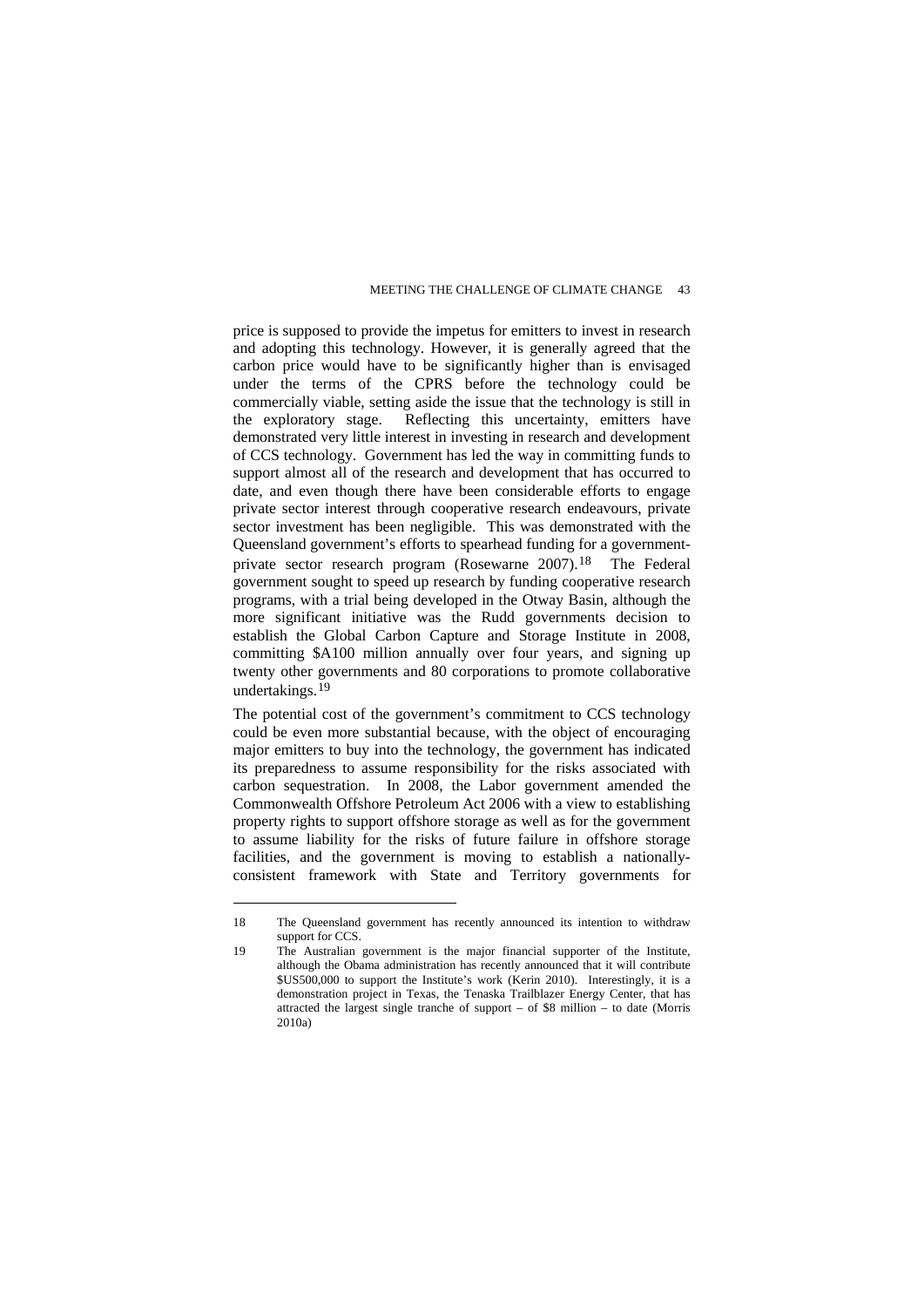price is supposed to provide the impetus for emitters to invest in research and adopting this technology. However, it is generally agreed that the carbon price would have to be significantly higher than is envisaged under the terms of the CPRS before the technology could be commercially viable, setting aside the issue that the technology is still in the exploratory stage. Reflecting this uncertainty, emitters have demonstrated very little interest in investing in research and development of CCS technology. Government has led the way in committing funds to support almost all of the research and development that has occurred to date, and even though there have been considerable efforts to engage private sector interest through cooperative research endeavours, private sector investment has been negligible. This was demonstrated with the Queensland government's efforts to spearhead funding for a government-private sector research program (Rosewarne 2007).[18] The Federal government sought to speed up research by funding cooperative research programs, with a trial being developed in the Otway Basin, although the more significant initiative was the Rudd governments decision to establish the Global Carbon Capture and Storage Institute in 2008, committing $A100 million annually over four years, and signing up twenty other governments and 80 corporations to promote collaborative undertakings.[19]

The potential cost of the government's commitment to CCS technology could be even more substantial because, with the object of encouraging major emitters to buy into the technology, the government has indicated its preparedness to assume responsibility for the risks associated with carbon sequestration. In 2008, the Labor government amended the Commonwealth Offshore Petroleum Act 2006 with a view to establishing property rights to support offshore storage as well as for the government to assume liability for the risks of future failure in offshore storage facilities, and the government is moving to establish a nationally-consistent framework with State and Territory governments for

---

18 The Queensland government has recently announced its intention to withdraw support for CCS.

19 The Australian government is the major financial supporter of the Institute, although the Obama administration has recently announced that it will contribute $US500,000 to support the Institute's work (Kerin 2010). Interestingly, it is a demonstration project in Texas, the Tenaska Trailblazer Energy Center, that has attracted the largest single tranche of support – of $8 million – to date (Morris 2010a)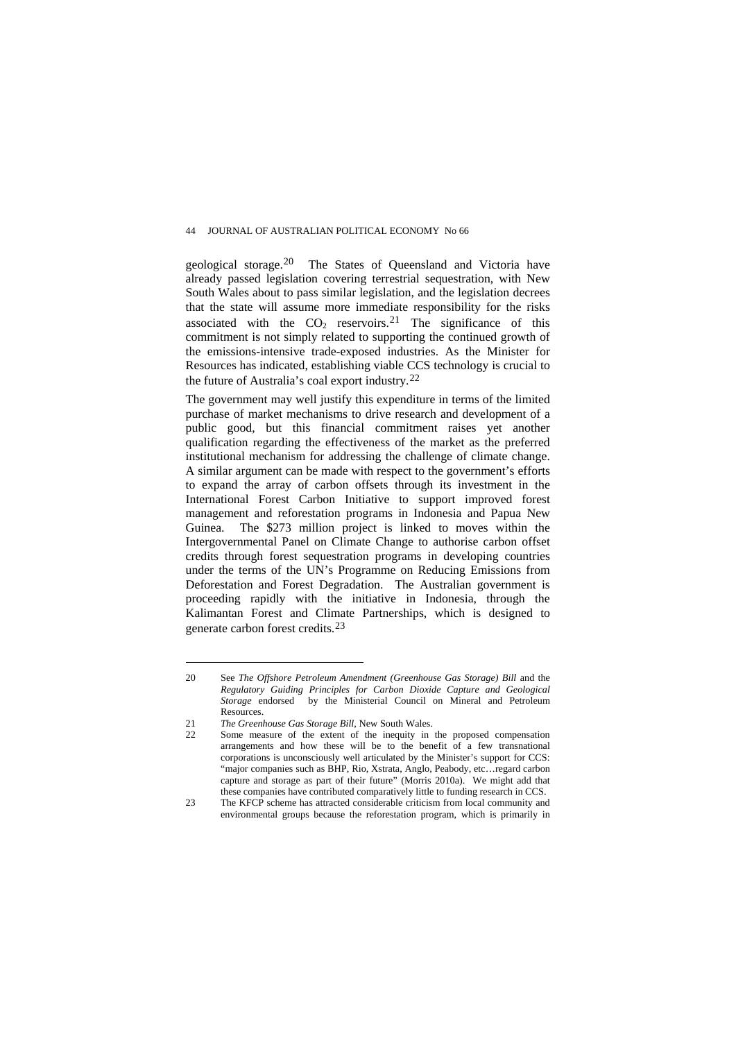geological storage.[20] The States of Queensland and Victoria have already passed legislation covering terrestrial sequestration, with New South Wales about to pass similar legislation, and the legislation decrees that the state will assume more immediate responsibility for the risks associated with the $CO_2$ reservoirs.[21] The significance of this commitment is not simply related to supporting the continued growth of the emissions-intensive trade-exposed industries. As the Minister for Resources has indicated, establishing viable CCS technology is crucial to the future of Australia's coal export industry.[22]

The government may well justify this expenditure in terms of the limited purchase of market mechanisms to drive research and development of a public good, but this financial commitment raises yet another qualification regarding the effectiveness of the market as the preferred institutional mechanism for addressing the challenge of climate change. A similar argument can be made with respect to the government's efforts to expand the array of carbon offsets through its investment in the International Forest Carbon Initiative to support improved forest management and reforestation programs in Indonesia and Papua New Guinea. The $273 million project is linked to moves within the Intergovernmental Panel on Climate Change to authorise carbon offset credits through forest sequestration programs in developing countries under the terms of the UN's Programme on Reducing Emissions from Deforestation and Forest Degradation. The Australian government is proceeding rapidly with the initiative in Indonesia, through the Kalimantan Forest and Climate Partnerships, which is designed to generate carbon forest credits.[23]

---

20 See *The Offshore Petroleum Amendment (Greenhouse Gas Storage) Bill* and the *Regulatory Guiding Principles for Carbon Dioxide Capture and Geological Storage* endorsed by the Ministerial Council on Mineral and Petroleum Resources.

21 *The Greenhouse Gas Storage Bill*, New South Wales.

22 Some measure of the extent of the inequity in the proposed compensation arrangements and how these will be to the benefit of a few transnational corporations is unconsciously well articulated by the Minister's support for CCS: "major companies such as BHP, Rio, Xstrata, Anglo, Peabody, etc…regard carbon capture and storage as part of their future" (Morris 2010a). We might add that these companies have contributed comparatively little to funding research in CCS.

23 The KFCP scheme has attracted considerable criticism from local community and environmental groups because the reforestation program, which is primarily in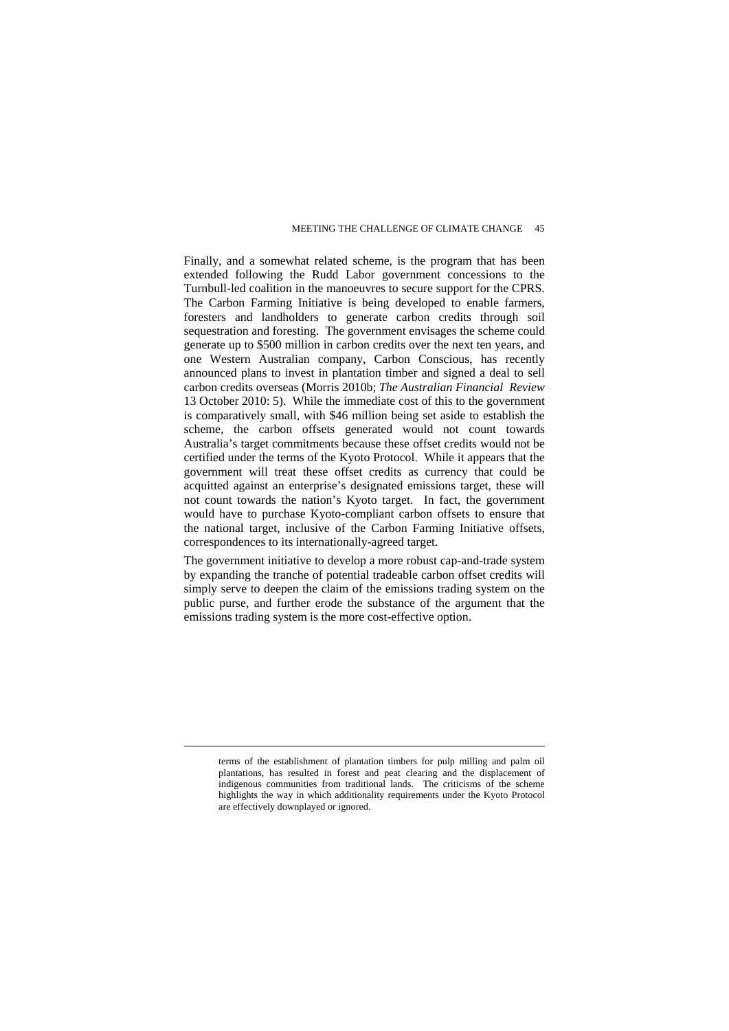Finally, and a somewhat related scheme, is the program that has been extended following the Rudd Labor government concessions to the Turnbull-led coalition in the manoeuvres to secure support for the CPRS. The Carbon Farming Initiative is being developed to enable farmers, foresters and landholders to generate carbon credits through soil sequestration and foresting. The government envisages the scheme could generate up to $500 million in carbon credits over the next ten years, and one Western Australian company, Carbon Conscious, has recently announced plans to invest in plantation timber and signed a deal to sell carbon credits overseas (Morris 2010b; *The Australian Financial Review* 13 October 2010: 5). While the immediate cost of this to the government is comparatively small, with $46 million being set aside to establish the scheme, the carbon offsets generated would not count towards Australia's target commitments because these offset credits would not be certified under the terms of the Kyoto Protocol. While it appears that the government will treat these offset credits as currency that could be acquitted against an enterprise's designated emissions target, these will not count towards the nation's Kyoto target. In fact, the government would have to purchase Kyoto-compliant carbon offsets to ensure that the national target, inclusive of the Carbon Farming Initiative offsets, correspondences to its internationally-agreed target.

The government initiative to develop a more robust cap-and-trade system by expanding the tranche of potential tradeable carbon offset credits will simply serve to deepen the claim of the emissions trading system on the public purse, and further erode the substance of the argument that the emissions trading system is the more cost-effective option.

---

terms of the establishment of plantation timbers for pulp milling and palm oil plantations, has resulted in forest and peat clearing and the displacement of indigenous communities from traditional lands. The criticisms of the scheme highlights the way in which additionality requirements under the Kyoto Protocol are effectively downplayed or ignored.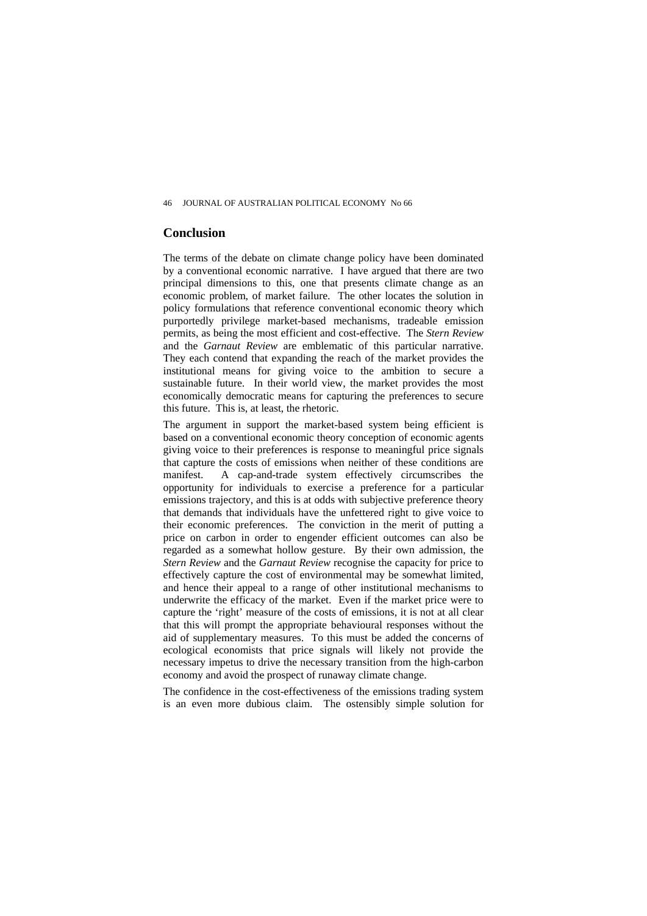## Conclusion

The terms of the debate on climate change policy have been dominated by a conventional economic narrative. I have argued that there are two principal dimensions to this, one that presents climate change as an economic problem, of market failure. The other locates the solution in policy formulations that reference conventional economic theory which purportedly privilege market-based mechanisms, tradeable emission permits, as being the most efficient and cost-effective. The *Stern Review* and the *Garnaut Review* are emblematic of this particular narrative. They each contend that expanding the reach of the market provides the institutional means for giving voice to the ambition to secure a sustainable future. In their world view, the market provides the most economically democratic means for capturing the preferences to secure this future. This is, at least, the rhetoric.

The argument in support the market-based system being efficient is based on a conventional economic theory conception of economic agents giving voice to their preferences is response to meaningful price signals that capture the costs of emissions when neither of these conditions are manifest. A cap-and-trade system effectively circumscribes the opportunity for individuals to exercise a preference for a particular emissions trajectory, and this is at odds with subjective preference theory that demands that individuals have the unfettered right to give voice to their economic preferences. The conviction in the merit of putting a price on carbon in order to engender efficient outcomes can also be regarded as a somewhat hollow gesture. By their own admission, the *Stern Review* and the *Garnaut Review* recognise the capacity for price to effectively capture the cost of environmental may be somewhat limited, and hence their appeal to a range of other institutional mechanisms to underwrite the efficacy of the market. Even if the market price were to capture the 'right' measure of the costs of emissions, it is not at all clear that this will prompt the appropriate behavioural responses without the aid of supplementary measures. To this must be added the concerns of ecological economists that price signals will likely not provide the necessary impetus to drive the necessary transition from the high-carbon economy and avoid the prospect of runaway climate change.

The confidence in the cost-effectiveness of the emissions trading system is an even more dubious claim. The ostensibly simple solution for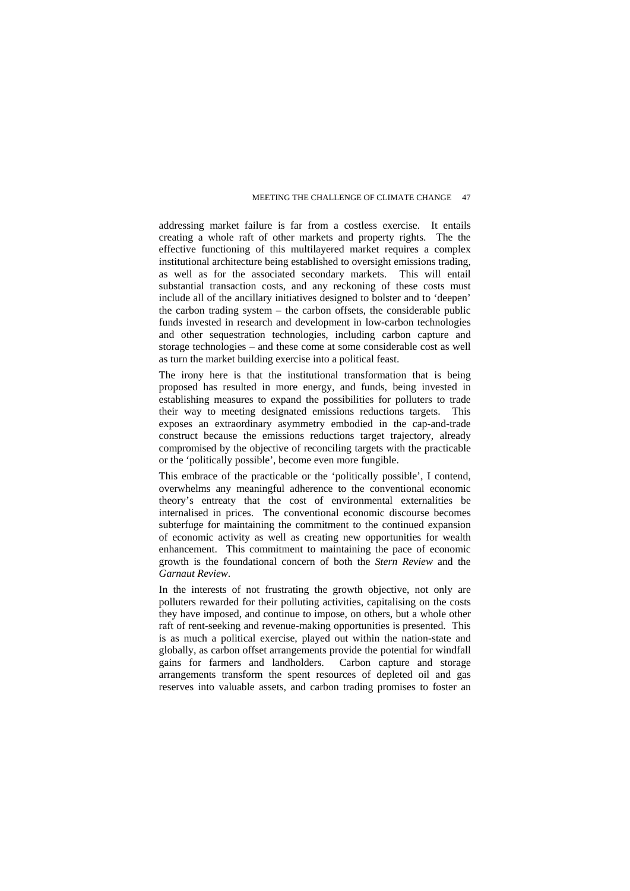addressing market failure is far from a costless exercise. It entails creating a whole raft of other markets and property rights. The the effective functioning of this multilayered market requires a complex institutional architecture being established to oversight emissions trading, as well as for the associated secondary markets. This will entail substantial transaction costs, and any reckoning of these costs must include all of the ancillary initiatives designed to bolster and to 'deepen' the carbon trading system – the carbon offsets, the considerable public funds invested in research and development in low-carbon technologies and other sequestration technologies, including carbon capture and storage technologies – and these come at some considerable cost as well as turn the market building exercise into a political feast.

The irony here is that the institutional transformation that is being proposed has resulted in more energy, and funds, being invested in establishing measures to expand the possibilities for polluters to trade their way to meeting designated emissions reductions targets. This exposes an extraordinary asymmetry embodied in the cap-and-trade construct because the emissions reductions target trajectory, already compromised by the objective of reconciling targets with the practicable or the 'politically possible', become even more fungible.

This embrace of the practicable or the 'politically possible', I contend, overwhelms any meaningful adherence to the conventional economic theory's entreaty that the cost of environmental externalities be internalised in prices. The conventional economic discourse becomes subterfuge for maintaining the commitment to the continued expansion of economic activity as well as creating new opportunities for wealth enhancement. This commitment to maintaining the pace of economic growth is the foundational concern of both the *Stern Review* and the *Garnaut Review*.

In the interests of not frustrating the growth objective, not only are polluters rewarded for their polluting activities, capitalising on the costs they have imposed, and continue to impose, on others, but a whole other raft of rent-seeking and revenue-making opportunities is presented. This is as much a political exercise, played out within the nation-state and globally, as carbon offset arrangements provide the potential for windfall gains for farmers and landholders. Carbon capture and storage arrangements transform the spent resources of depleted oil and gas reserves into valuable assets, and carbon trading promises to foster an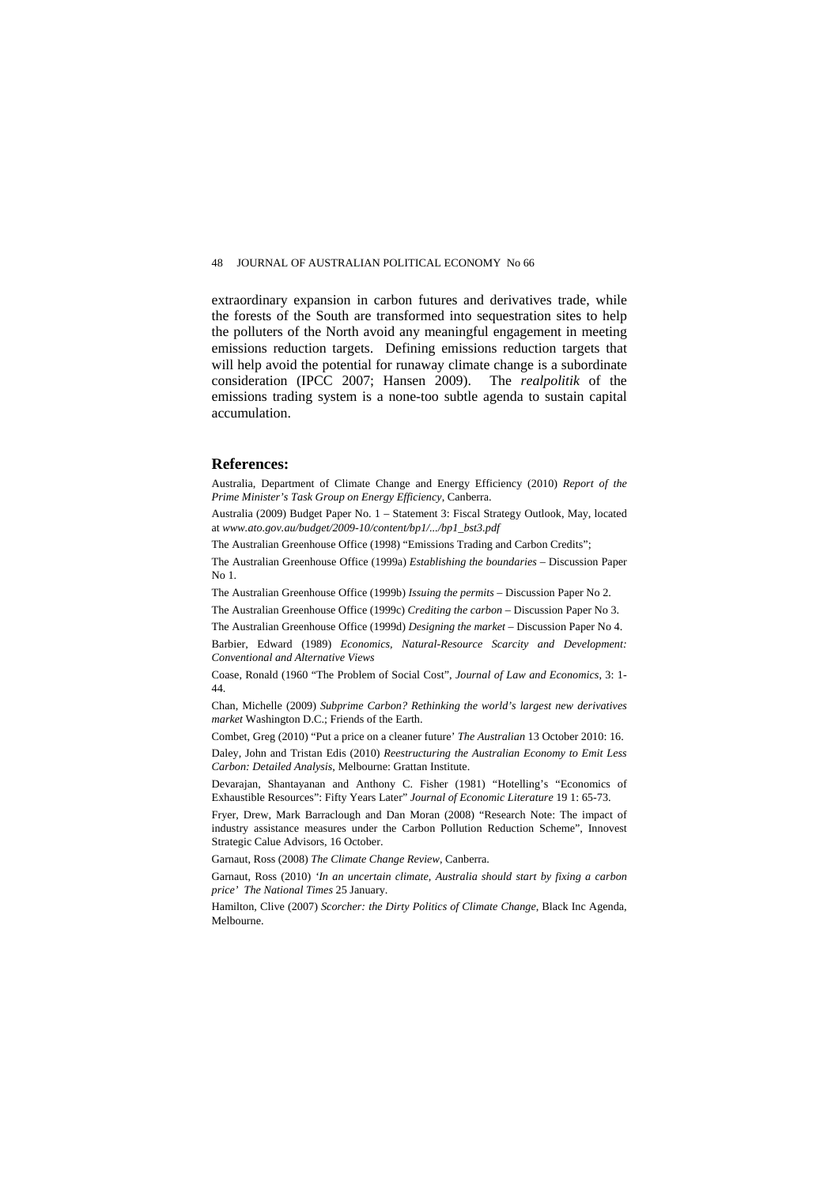extraordinary expansion in carbon futures and derivatives trade, while the forests of the South are transformed into sequestration sites to help the polluters of the North avoid any meaningful engagement in meeting emissions reduction targets. Defining emissions reduction targets that will help avoid the potential for runaway climate change is a subordinate consideration (IPCC 2007; Hansen 2009). The *realpolitik* of the emissions trading system is a none-too subtle agenda to sustain capital accumulation.

## References:

Australia, Department of Climate Change and Energy Efficiency (2010) *Report of the Prime Minister's Task Group on Energy Efficiency*, Canberra.

Australia (2009) Budget Paper No. 1 – Statement 3: Fiscal Strategy Outlook, May, located at *www.ato.gov.au/budget/2009-10/content/bp1/.../bp1_bst3.pdf*

The Australian Greenhouse Office (1998) "Emissions Trading and Carbon Credits";

The Australian Greenhouse Office (1999a) *Establishing the boundaries* – Discussion Paper No 1.

The Australian Greenhouse Office (1999b) *Issuing the permits* – Discussion Paper No 2.

The Australian Greenhouse Office (1999c) *Crediting the carbon* – Discussion Paper No 3.

The Australian Greenhouse Office (1999d) *Designing the market* – Discussion Paper No 4.

Barbier, Edward (1989) *Economics, Natural-Resource Scarcity and Development: Conventional and Alternative Views*

Coase, Ronald (1960 "The Problem of Social Cost", *Journal of Law and Economics*, 3: 1-44.

Chan, Michelle (2009) *Subprime Carbon? Rethinking the world's largest new derivatives market* Washington D.C.; Friends of the Earth.

Combet, Greg (2010) "Put a price on a cleaner future' *The Australian* 13 October 2010: 16.

Daley, John and Tristan Edis (2010) *Reestructuring the Australian Economy to Emit Less Carbon: Detailed Analysis*, Melbourne: Grattan Institute.

Devarajan, Shantayanan and Anthony C. Fisher (1981) "Hotelling's "Economics of Exhaustible Resources": Fifty Years Later" *Journal of Economic Literature* 19 1: 65-73.

Fryer, Drew, Mark Barraclough and Dan Moran (2008) "Research Note: The impact of industry assistance measures under the Carbon Pollution Reduction Scheme", Innovest Strategic Calue Advisors, 16 October.

Garnaut, Ross (2008) *The Climate Change Review*, Canberra.

Garnaut, Ross (2010) *'In an uncertain climate, Australia should start by fixing a carbon price' The National Times* 25 January.

Hamilton, Clive (2007) *Scorcher: the Dirty Politics of Climate Change*, Black Inc Agenda, Melbourne.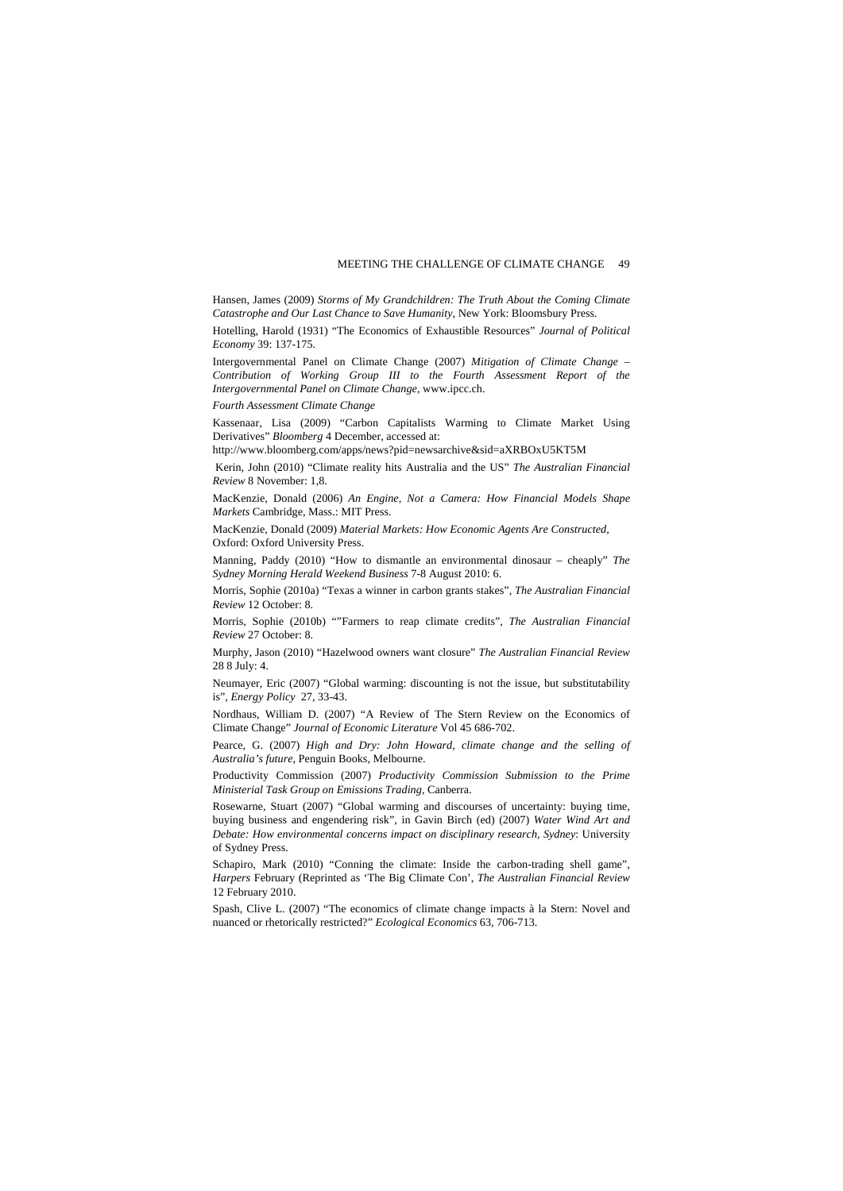Hansen, James (2009) *Storms of My Grandchildren: The Truth About the Coming Climate Catastrophe and Our Last Chance to Save Humanity*, New York: Bloomsbury Press.

Hotelling, Harold (1931) "The Economics of Exhaustible Resources" *Journal of Political Economy* 39: 137-175.

Intergovernmental Panel on Climate Change (2007) *Mitigation of Climate Change – Contribution of Working Group III to the Fourth Assessment Report of the Intergovernmental Panel on Climate Change*, www.ipcc.ch.

*Fourth Assessment Climate Change*

Kassenaar, Lisa (2009) "Carbon Capitalists Warming to Climate Market Using Derivatives" *Bloomberg* 4 December, accessed at:
http://www.bloomberg.com/apps/news?pid=newsarchive&sid=aXRBOxU5KT5M

Kerin, John (2010) "Climate reality hits Australia and the US" *The Australian Financial Review* 8 November: 1,8.

MacKenzie, Donald (2006) *An Engine, Not a Camera: How Financial Models Shape Markets* Cambridge, Mass.: MIT Press.

MacKenzie, Donald (2009) *Material Markets: How Economic Agents Are Constructed*, Oxford: Oxford University Press.

Manning, Paddy (2010) "How to dismantle an environmental dinosaur – cheaply" *The Sydney Morning Herald Weekend Business* 7-8 August 2010: 6.

Morris, Sophie (2010a) "Texas a winner in carbon grants stakes", *The Australian Financial Review* 12 October: 8.

Morris, Sophie (2010b) ""Farmers to reap climate credits", *The Australian Financial Review* 27 October: 8.

Murphy, Jason (2010) "Hazelwood owners want closure" *The Australian Financial Review* 28 8 July: 4.

Neumayer, Eric (2007) "Global warming: discounting is not the issue, but substitutability is", *Energy Policy* 27, 33-43.

Nordhaus, William D. (2007) "A Review of The Stern Review on the Economics of Climate Change" *Journal of Economic Literature* Vol 45 686-702.

Pearce, G. (2007) *High and Dry: John Howard, climate change and the selling of Australia's future*, Penguin Books, Melbourne.

Productivity Commission (2007) *Productivity Commission Submission to the Prime Ministerial Task Group on Emissions Trading*, Canberra.

Rosewarne, Stuart (2007) "Global warming and discourses of uncertainty: buying time, buying business and engendering risk", in Gavin Birch (ed) (2007) *Water Wind Art and Debate: How environmental concerns impact on disciplinary research, Sydney*: University of Sydney Press.

Schapiro, Mark (2010) "Conning the climate: Inside the carbon-trading shell game", *Harpers* February (Reprinted as 'The Big Climate Con', *The Australian Financial Review* 12 February 2010.

Spash, Clive L. (2007) "The economics of climate change impacts à la Stern: Novel and nuanced or rhetorically restricted?" *Ecological Economics* 63, 706-713.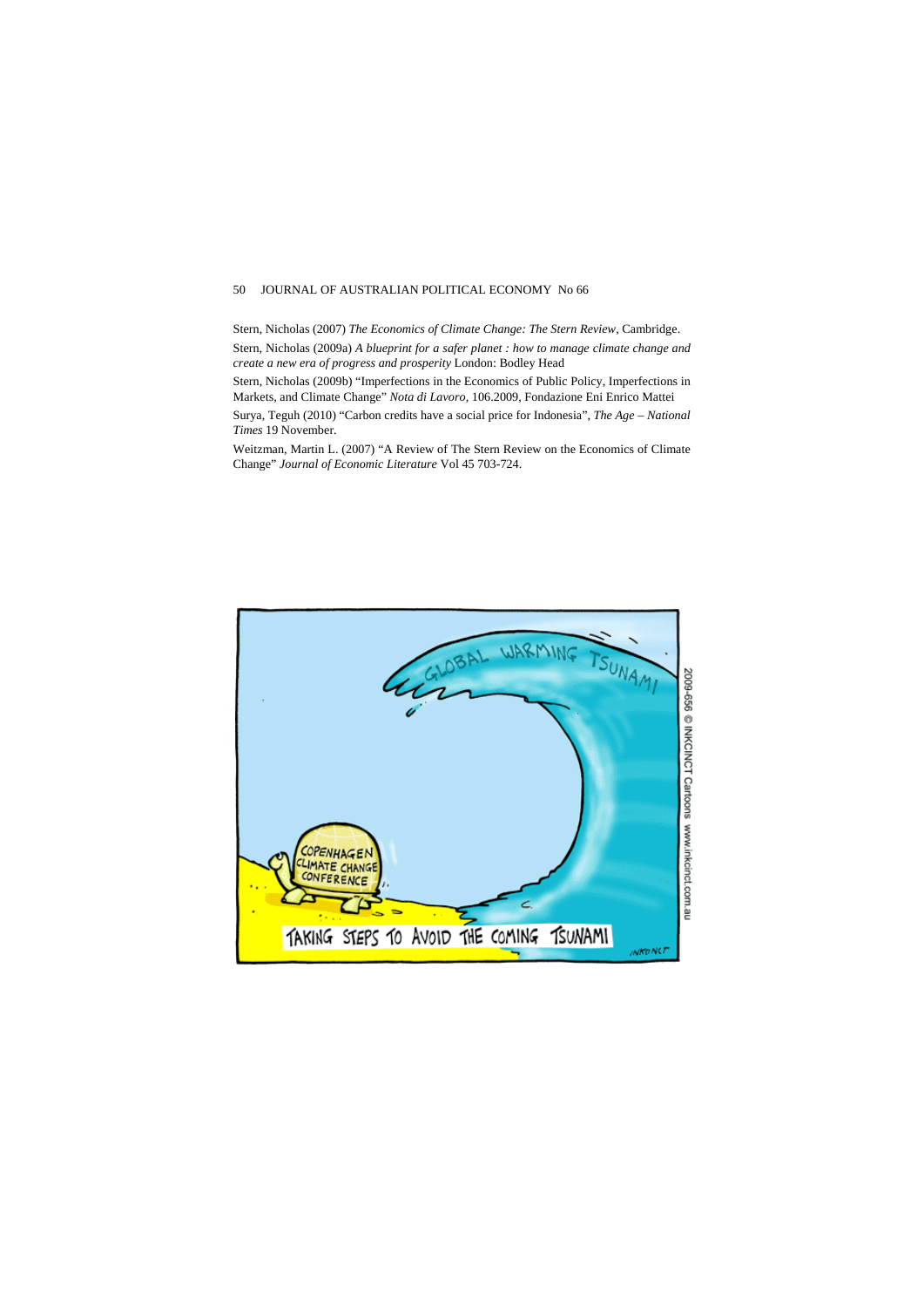Stern, Nicholas (2007) *The Economics of Climate Change: The Stern Review*, Cambridge.

Stern, Nicholas (2009a) *A blueprint for a safer planet : how to manage climate change and create a new era of progress and prosperity* London: Bodley Head

Stern, Nicholas (2009b) "Imperfections in the Economics of Public Policy, Imperfections in Markets, and Climate Change" *Nota di Lavoro,* 106.2009, Fondazione Eni Enrico Mattei

Surya, Teguh (2010) "Carbon credits have a social price for Indonesia", *The Age – National Times* 19 November.

Weitzman, Martin L. (2007) "A Review of The Stern Review on the Economics of Climate Change" *Journal of Economic Literature* Vol 45 703-724.